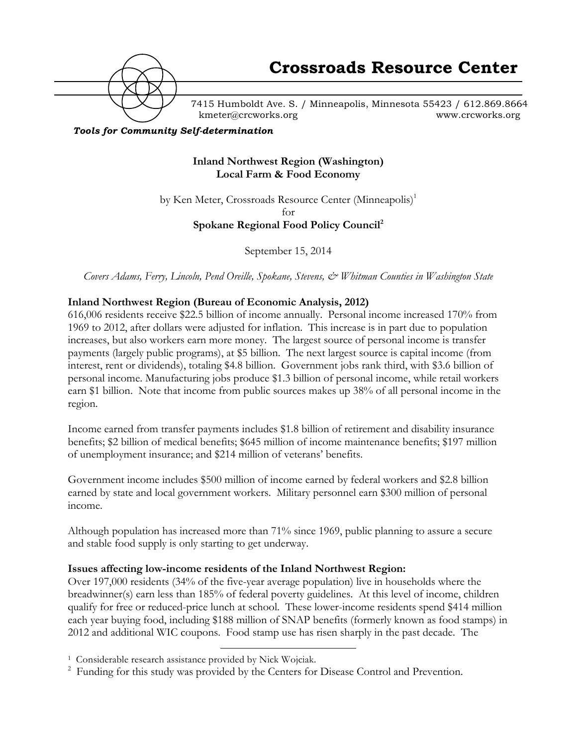# Crossroads Resource Center

7415 Humboldt Ave. S. / Minneapolis, Minnesota 55423 / 612.869.8664
kmeter@crcworks.org www.crcworks.org

***Tools for Community Self-determination***

**Inland Northwest Region (Washington)**
**Local Farm & Food Economy**

by Ken Meter, Crossroads Resource Center (Minneapolis)[1]
for
**Spokane Regional Food Policy Council[2]**

September 15, 2014

*Covers Adams, Ferry, Lincoln, Pend Oreille, Spokane, Stevens, & Whitman Counties in Washington State*

**Inland Northwest Region (Bureau of Economic Analysis, 2012)**

616,006 residents receive $22.5 billion of income annually. Personal income increased 170% from 1969 to 2012, after dollars were adjusted for inflation. This increase is in part due to population increases, but also workers earn more money. The largest source of personal income is transfer payments (largely public programs), at $5 billion. The next largest source is capital income (from interest, rent or dividends), totaling $4.8 billion. Government jobs rank third, with $3.6 billion of personal income. Manufacturing jobs produce $1.3 billion of personal income, while retail workers earn $1 billion. Note that income from public sources makes up 38% of all personal income in the region.

Income earned from transfer payments includes $1.8 billion of retirement and disability insurance benefits; $2 billion of medical benefits; $645 million of income maintenance benefits; $197 million of unemployment insurance; and $214 million of veterans' benefits.

Government income includes $500 million of income earned by federal workers and $2.8 billion earned by state and local government workers. Military personnel earn $300 million of personal income.

Although population has increased more than 71% since 1969, public planning to assure a secure and stable food supply is only starting to get underway.

**Issues affecting low-income residents of the Inland Northwest Region:**

Over 197,000 residents (34% of the five-year average population) live in households where the breadwinner(s) earn less than 185% of federal poverty guidelines. At this level of income, children qualify for free or reduced-price lunch at school. These lower-income residents spend $414 million each year buying food, including $188 million of SNAP benefits (formerly known as food stamps) in 2012 and additional WIC coupons. Food stamp use has risen sharply in the past decade. The

[1] Considerable research assistance provided by Nick Wojciak.
[2] Funding for this study was provided by the Centers for Disease Control and Prevention.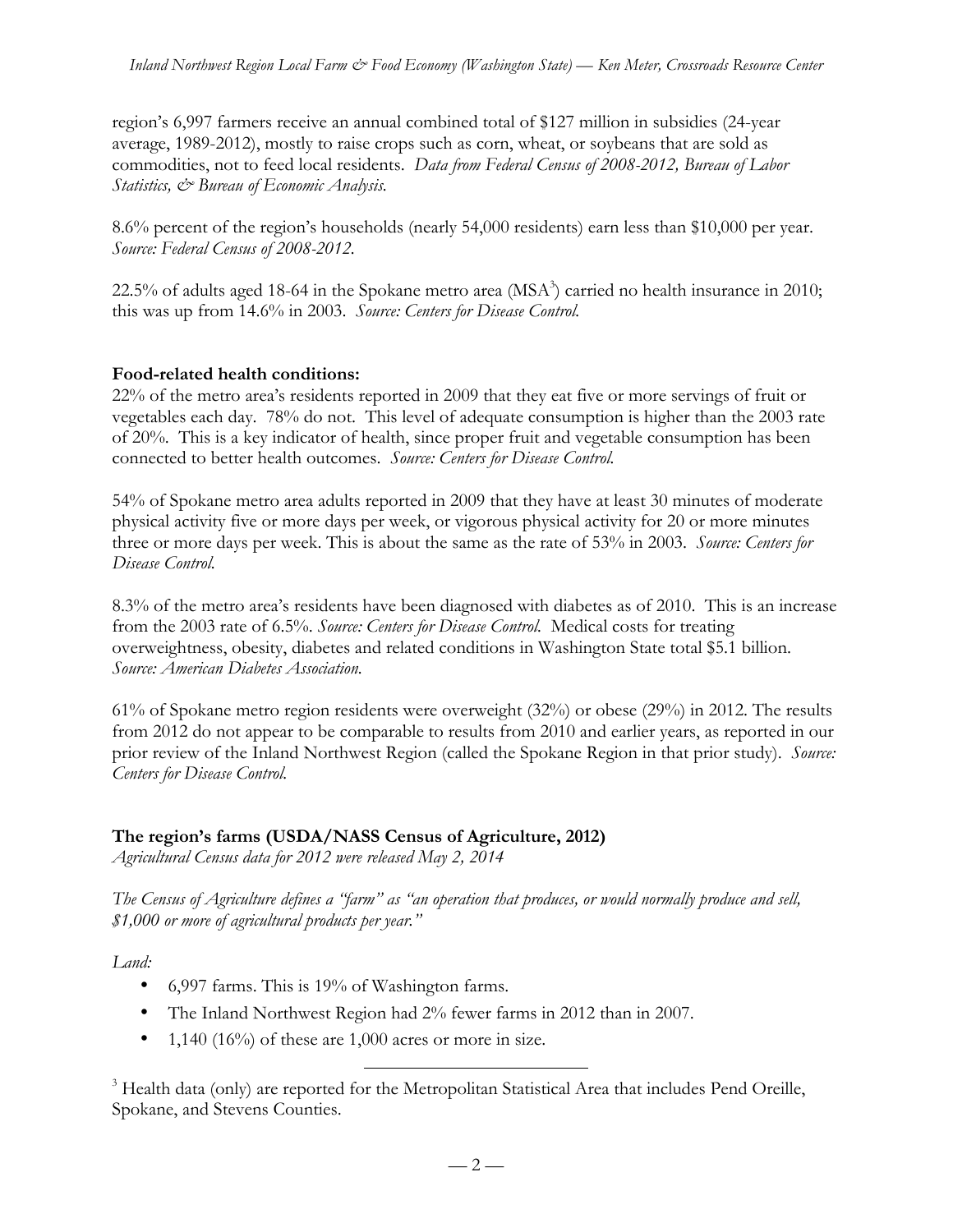region's 6,997 farmers receive an annual combined total of $127 million in subsidies (24-year average, 1989-2012), mostly to raise crops such as corn, wheat, or soybeans that are sold as commodities, not to feed local residents. *Data from Federal Census of 2008-2012, Bureau of Labor Statistics, & Bureau of Economic Analysis.*

8.6% percent of the region's households (nearly 54,000 residents) earn less than $10,000 per year. *Source: Federal Census of 2008-2012.*

22.5% of adults aged 18-64 in the Spokane metro area (MSA[3]) carried no health insurance in 2010; this was up from 14.6% in 2003. *Source: Centers for Disease Control.*

**Food-related health conditions:**

22% of the metro area's residents reported in 2009 that they eat five or more servings of fruit or vegetables each day. 78% do not. This level of adequate consumption is higher than the 2003 rate of 20%. This is a key indicator of health, since proper fruit and vegetable consumption has been connected to better health outcomes. *Source: Centers for Disease Control.*

54% of Spokane metro area adults reported in 2009 that they have at least 30 minutes of moderate physical activity five or more days per week, or vigorous physical activity for 20 or more minutes three or more days per week. This is about the same as the rate of 53% in 2003. *Source: Centers for Disease Control.*

8.3% of the metro area's residents have been diagnosed with diabetes as of 2010. This is an increase from the 2003 rate of 6.5%. *Source: Centers for Disease Control.* Medical costs for treating overweightness, obesity, diabetes and related conditions in Washington State total $5.1 billion. *Source: American Diabetes Association.*

61% of Spokane metro region residents were overweight (32%) or obese (29%) in 2012. The results from 2012 do not appear to be comparable to results from 2010 and earlier years, as reported in our prior review of the Inland Northwest Region (called the Spokane Region in that prior study). *Source: Centers for Disease Control.*

**The region's farms (USDA/NASS Census of Agriculture, 2012)**

*Agricultural Census data for 2012 were released May 2, 2014*

*The Census of Agriculture defines a "farm" as "an operation that produces, or would normally produce and sell, $1,000 or more of agricultural products per year."*

*Land:*

- 6,997 farms. This is 19% of Washington farms.
- The Inland Northwest Region had 2% fewer farms in 2012 than in 2007.
- 1,140 (16%) of these are 1,000 acres or more in size.

[3] Health data (only) are reported for the Metropolitan Statistical Area that includes Pend Oreille, Spokane, and Stevens Counties.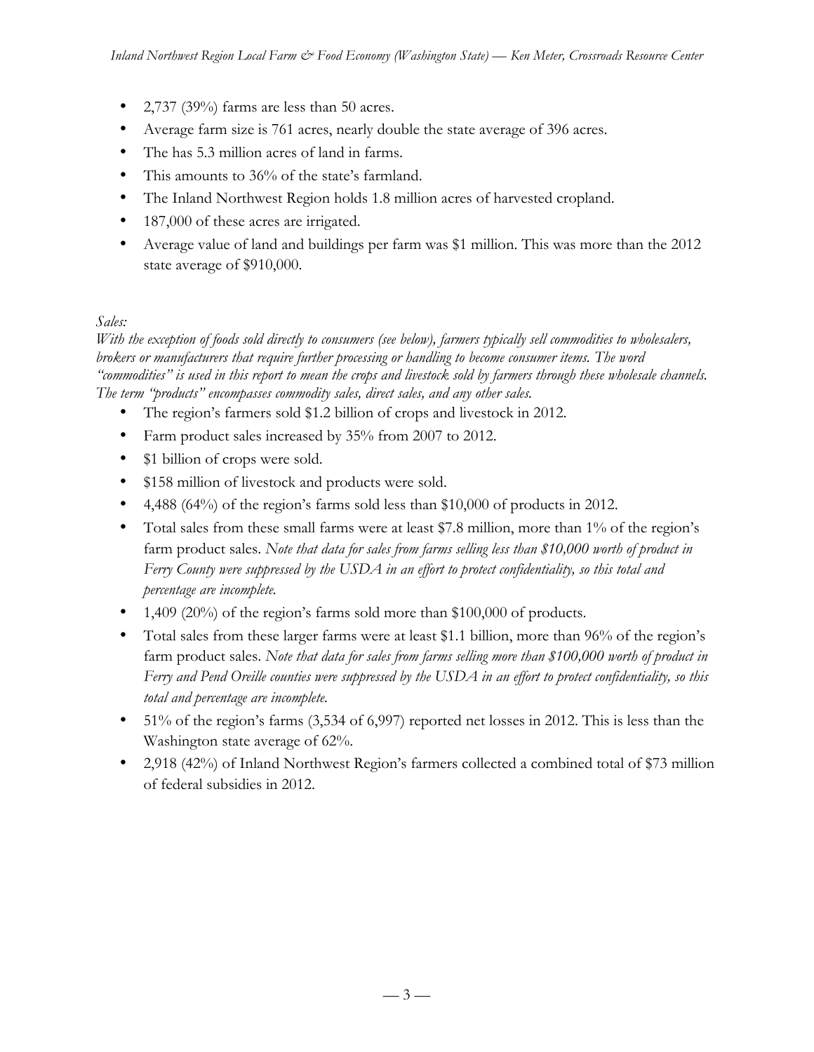- 2,737 (39%) farms are less than 50 acres.
- Average farm size is 761 acres, nearly double the state average of 396 acres.
- The has 5.3 million acres of land in farms.
- This amounts to 36% of the state's farmland.
- The Inland Northwest Region holds 1.8 million acres of harvested cropland.
- 187,000 of these acres are irrigated.
- Average value of land and buildings per farm was $1 million. This was more than the 2012 state average of $910,000.

*Sales:*

*With the exception of foods sold directly to consumers (see below), farmers typically sell commodities to wholesalers, brokers or manufacturers that require further processing or handling to become consumer items. The word "commodities" is used in this report to mean the crops and livestock sold by farmers through these wholesale channels. The term "products" encompasses commodity sales, direct sales, and any other sales.*

- The region's farmers sold $1.2 billion of crops and livestock in 2012.
- Farm product sales increased by 35% from 2007 to 2012.
- $1 billion of crops were sold.
- $158 million of livestock and products were sold.
- 4,488 (64%) of the region's farms sold less than $10,000 of products in 2012.
- Total sales from these small farms were at least $7.8 million, more than 1% of the region's farm product sales. *Note that data for sales from farms selling less than $10,000 worth of product in Ferry County were suppressed by the USDA in an effort to protect confidentiality, so this total and percentage are incomplete.*
- 1,409 (20%) of the region's farms sold more than $100,000 of products.
- Total sales from these larger farms were at least $1.1 billion, more than 96% of the region's farm product sales. *Note that data for sales from farms selling more than $100,000 worth of product in Ferry and Pend Oreille counties were suppressed by the USDA in an effort to protect confidentiality, so this total and percentage are incomplete.*
- 51% of the region's farms (3,534 of 6,997) reported net losses in 2012. This is less than the Washington state average of 62%.
- 2,918 (42%) of Inland Northwest Region's farmers collected a combined total of $73 million of federal subsidies in 2012.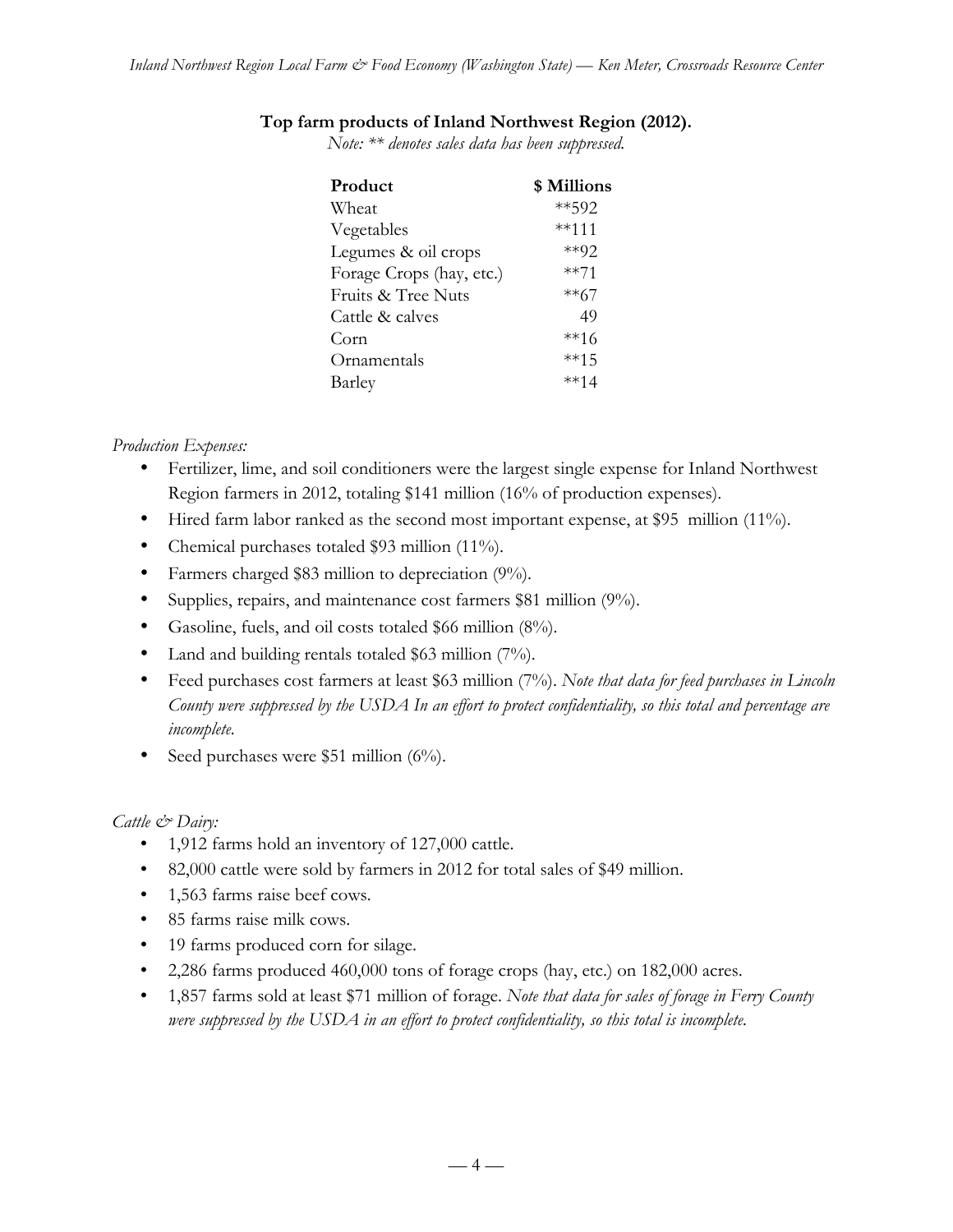**Top farm products of Inland Northwest Region (2012).**

*Note: ** denotes sales data has been suppressed.*

| Product | $ Millions |
|---|---|
| Wheat | **592 |
| Vegetables | **111 |
| Legumes & oil crops | **92 |
| Forage Crops (hay, etc.) | **71 |
| Fruits & Tree Nuts | **67 |
| Cattle & calves | 49 |
| Corn | **16 |
| Ornamentals | **15 |
| Barley | **14 |

*Production Expenses:*

- Fertilizer, lime, and soil conditioners were the largest single expense for Inland Northwest Region farmers in 2012, totaling $141 million (16% of production expenses).
- Hired farm labor ranked as the second most important expense, at $95 million (11%).
- Chemical purchases totaled $93 million (11%).
- Farmers charged $83 million to depreciation (9%).
- Supplies, repairs, and maintenance cost farmers $81 million (9%).
- Gasoline, fuels, and oil costs totaled $66 million (8%).
- Land and building rentals totaled $63 million (7%).
- Feed purchases cost farmers at least $63 million (7%). *Note that data for feed purchases in Lincoln County were suppressed by the USDA In an effort to protect confidentiality, so this total and percentage are incomplete.*
- Seed purchases were $51 million (6%).

*Cattle & Dairy:*

- 1,912 farms hold an inventory of 127,000 cattle.
- 82,000 cattle were sold by farmers in 2012 for total sales of $49 million.
- 1,563 farms raise beef cows.
- 85 farms raise milk cows.
- 19 farms produced corn for silage.
- 2,286 farms produced 460,000 tons of forage crops (hay, etc.) on 182,000 acres.
- 1,857 farms sold at least $71 million of forage. *Note that data for sales of forage in Ferry County were suppressed by the USDA in an effort to protect confidentiality, so this total is incomplete.*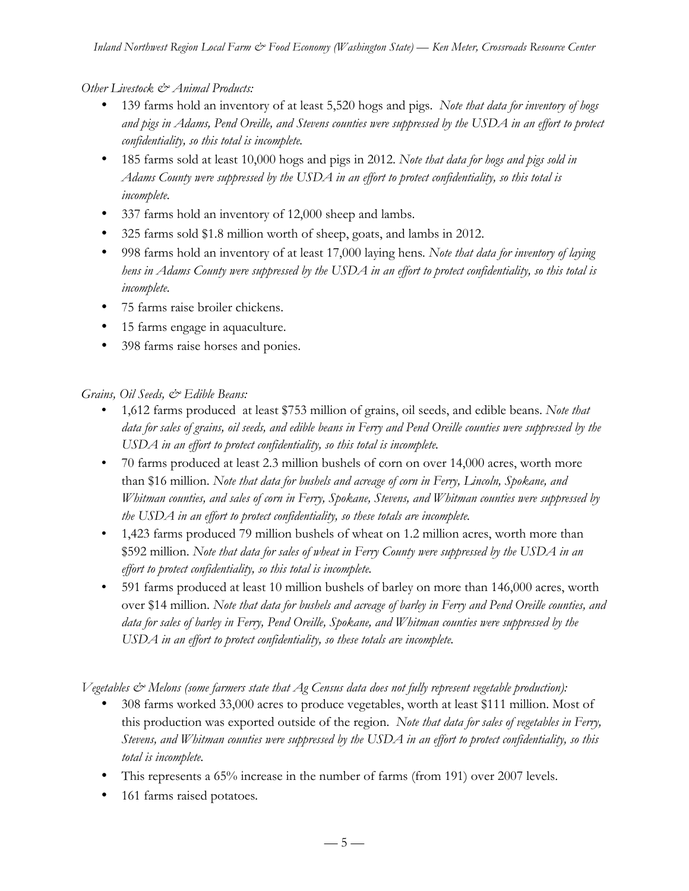*Other Livestock & Animal Products:*

- 139 farms hold an inventory of at least 5,520 hogs and pigs. *Note that data for inventory of hogs and pigs in Adams, Pend Oreille, and Stevens counties were suppressed by the USDA in an effort to protect confidentiality, so this total is incomplete.*
- 185 farms sold at least 10,000 hogs and pigs in 2012. *Note that data for hogs and pigs sold in Adams County were suppressed by the USDA in an effort to protect confidentiality, so this total is incomplete.*
- 337 farms hold an inventory of 12,000 sheep and lambs.
- 325 farms sold $1.8 million worth of sheep, goats, and lambs in 2012.
- 998 farms hold an inventory of at least 17,000 laying hens. *Note that data for inventory of laying hens in Adams County were suppressed by the USDA in an effort to protect confidentiality, so this total is incomplete.*
- 75 farms raise broiler chickens.
- 15 farms engage in aquaculture.
- 398 farms raise horses and ponies.

*Grains, Oil Seeds, & Edible Beans:*

- 1,612 farms produced at least $753 million of grains, oil seeds, and edible beans. *Note that data for sales of grains, oil seeds, and edible beans in Ferry and Pend Oreille counties were suppressed by the USDA in an effort to protect confidentiality, so this total is incomplete.*
- 70 farms produced at least 2.3 million bushels of corn on over 14,000 acres, worth more than $16 million. *Note that data for bushels and acreage of corn in Ferry, Lincoln, Spokane, and Whitman counties, and sales of corn in Ferry, Spokane, Stevens, and Whitman counties were suppressed by the USDA in an effort to protect confidentiality, so these totals are incomplete.*
- 1,423 farms produced 79 million bushels of wheat on 1.2 million acres, worth more than $592 million. *Note that data for sales of wheat in Ferry County were suppressed by the USDA in an effort to protect confidentiality, so this total is incomplete.*
- 591 farms produced at least 10 million bushels of barley on more than 146,000 acres, worth over $14 million. *Note that data for bushels and acreage of barley in Ferry and Pend Oreille counties, and data for sales of barley in Ferry, Pend Oreille, Spokane, and Whitman counties were suppressed by the USDA in an effort to protect confidentiality, so these totals are incomplete.*

*Vegetables & Melons (some farmers state that Ag Census data does not fully represent vegetable production):*

- 308 farms worked 33,000 acres to produce vegetables, worth at least $111 million. Most of this production was exported outside of the region. *Note that data for sales of vegetables in Ferry, Stevens, and Whitman counties were suppressed by the USDA in an effort to protect confidentiality, so this total is incomplete.*
- This represents a 65% increase in the number of farms (from 191) over 2007 levels.
- 161 farms raised potatoes.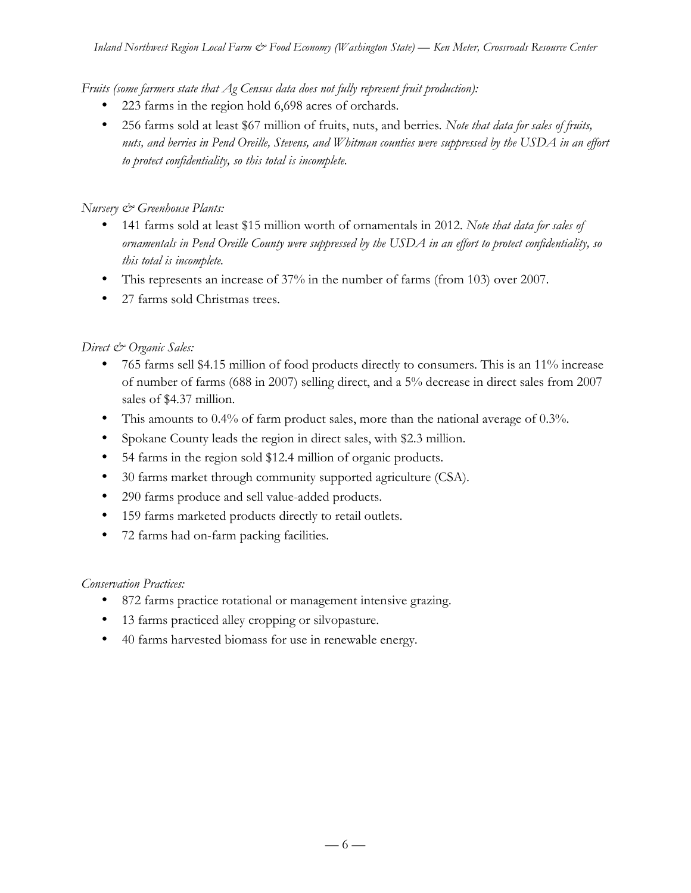*Fruits (some farmers state that Ag Census data does not fully represent fruit production):*

- 223 farms in the region hold 6,698 acres of orchards.
- 256 farms sold at least $67 million of fruits, nuts, and berries. *Note that data for sales of fruits, nuts, and berries in Pend Oreille, Stevens, and Whitman counties were suppressed by the USDA in an effort to protect confidentiality, so this total is incomplete.*

*Nursery & Greenhouse Plants:*

- 141 farms sold at least $15 million worth of ornamentals in 2012. *Note that data for sales of ornamentals in Pend Oreille County were suppressed by the USDA in an effort to protect confidentiality, so this total is incomplete.*
- This represents an increase of 37% in the number of farms (from 103) over 2007.
- 27 farms sold Christmas trees.

*Direct & Organic Sales:*

- 765 farms sell $4.15 million of food products directly to consumers. This is an 11% increase of number of farms (688 in 2007) selling direct, and a 5% decrease in direct sales from 2007 sales of $4.37 million.
- This amounts to 0.4% of farm product sales, more than the national average of 0.3%.
- Spokane County leads the region in direct sales, with $2.3 million.
- 54 farms in the region sold $12.4 million of organic products.
- 30 farms market through community supported agriculture (CSA).
- 290 farms produce and sell value-added products.
- 159 farms marketed products directly to retail outlets.
- 72 farms had on-farm packing facilities.

*Conservation Practices:*

- 872 farms practice rotational or management intensive grazing.
- 13 farms practiced alley cropping or silvopasture.
- 40 farms harvested biomass for use in renewable energy.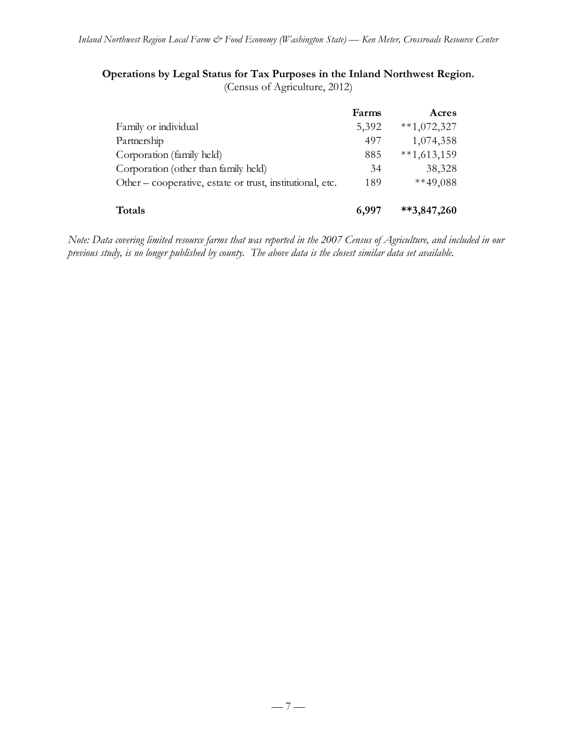**Operations by Legal Status for Tax Purposes in the Inland Northwest Region.**
(Census of Agriculture, 2012)

| | Farms | Acres |
|---|---|---|
| Family or individual | 5,392 | **1,072,327 |
| Partnership | 497 | 1,074,358 |
| Corporation (family held) | 885 | **1,613,159 |
| Corporation (other than family held) | 34 | 38,328 |
| Other – cooperative, estate or trust, institutional, etc. | 189 | **49,088 |
| **Totals** | **6,997** | ****3,847,260** |

*Note: Data covering limited resource farms that was reported in the 2007 Census of Agriculture, and included in our previous study, is no longer published by county. The above data is the closest similar data set available.*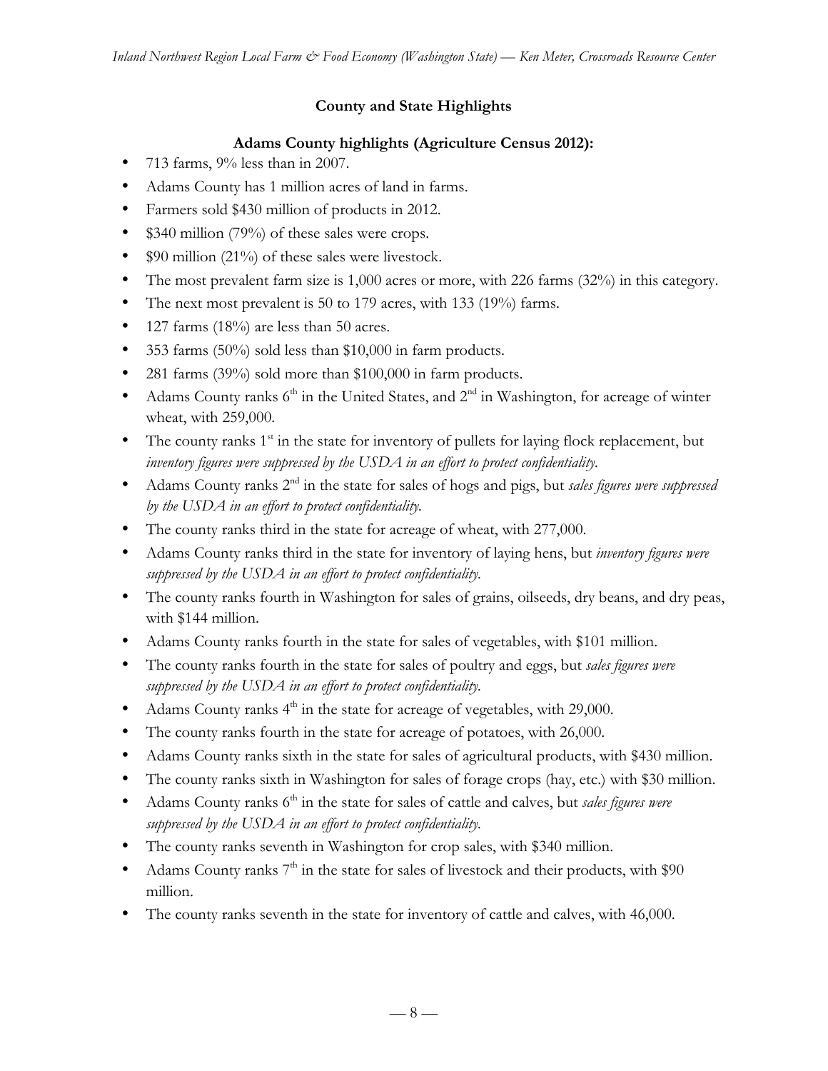## County and State Highlights

### Adams County highlights (Agriculture Census 2012):

- 713 farms, 9% less than in 2007.
- Adams County has 1 million acres of land in farms.
- Farmers sold $430 million of products in 2012.
- $340 million (79%) of these sales were crops.
- $90 million (21%) of these sales were livestock.
- The most prevalent farm size is 1,000 acres or more, with 226 farms (32%) in this category.
- The next most prevalent is 50 to 179 acres, with 133 (19%) farms.
- 127 farms (18%) are less than 50 acres.
- 353 farms (50%) sold less than $10,000 in farm products.
- 281 farms (39%) sold more than $100,000 in farm products.
- Adams County ranks 6th in the United States, and 2nd in Washington, for acreage of winter wheat, with 259,000.
- The county ranks 1st in the state for inventory of pullets for laying flock replacement, but *inventory figures were suppressed by the USDA in an effort to protect confidentiality.*
- Adams County ranks 2nd in the state for sales of hogs and pigs, but *sales figures were suppressed by the USDA in an effort to protect confidentiality.*
- The county ranks third in the state for acreage of wheat, with 277,000.
- Adams County ranks third in the state for inventory of laying hens, but *inventory figures were suppressed by the USDA in an effort to protect confidentiality.*
- The county ranks fourth in Washington for sales of grains, oilseeds, dry beans, and dry peas, with $144 million.
- Adams County ranks fourth in the state for sales of vegetables, with $101 million.
- The county ranks fourth in the state for sales of poultry and eggs, but *sales figures were suppressed by the USDA in an effort to protect confidentiality.*
- Adams County ranks 4th in the state for acreage of vegetables, with 29,000.
- The county ranks fourth in the state for acreage of potatoes, with 26,000.
- Adams County ranks sixth in the state for sales of agricultural products, with $430 million.
- The county ranks sixth in Washington for sales of forage crops (hay, etc.) with $30 million.
- Adams County ranks 6th in the state for sales of cattle and calves, but *sales figures were suppressed by the USDA in an effort to protect confidentiality.*
- The county ranks seventh in Washington for crop sales, with $340 million.
- Adams County ranks 7th in the state for sales of livestock and their products, with $90 million.
- The county ranks seventh in the state for inventory of cattle and calves, with 46,000.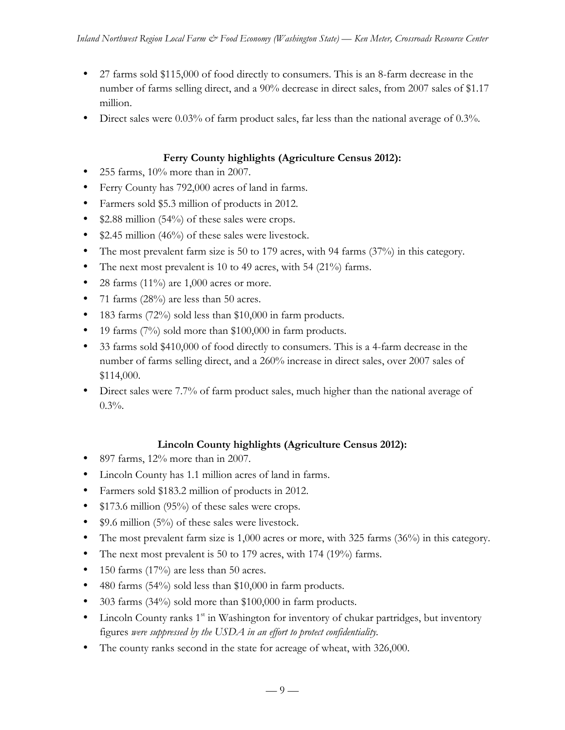- 27 farms sold $115,000 of food directly to consumers. This is an 8-farm decrease in the number of farms selling direct, and a 90% decrease in direct sales, from 2007 sales of $1.17 million.
- Direct sales were 0.03% of farm product sales, far less than the national average of 0.3%.

### Ferry County highlights (Agriculture Census 2012):

- 255 farms, 10% more than in 2007.
- Ferry County has 792,000 acres of land in farms.
- Farmers sold $5.3 million of products in 2012.
- $2.88 million (54%) of these sales were crops.
- $2.45 million (46%) of these sales were livestock.
- The most prevalent farm size is 50 to 179 acres, with 94 farms (37%) in this category.
- The next most prevalent is 10 to 49 acres, with 54 (21%) farms.
- 28 farms (11%) are 1,000 acres or more.
- 71 farms (28%) are less than 50 acres.
- 183 farms (72%) sold less than $10,000 in farm products.
- 19 farms (7%) sold more than $100,000 in farm products.
- 33 farms sold $410,000 of food directly to consumers. This is a 4-farm decrease in the number of farms selling direct, and a 260% increase in direct sales, over 2007 sales of $114,000.
- Direct sales were 7.7% of farm product sales, much higher than the national average of 0.3%.

### Lincoln County highlights (Agriculture Census 2012):

- 897 farms, 12% more than in 2007.
- Lincoln County has 1.1 million acres of land in farms.
- Farmers sold $183.2 million of products in 2012.
- $173.6 million (95%) of these sales were crops.
- $9.6 million (5%) of these sales were livestock.
- The most prevalent farm size is 1,000 acres or more, with 325 farms (36%) in this category.
- The next most prevalent is 50 to 179 acres, with 174 (19%) farms.
- 150 farms (17%) are less than 50 acres.
- 480 farms (54%) sold less than $10,000 in farm products.
- 303 farms (34%) sold more than $100,000 in farm products.
- Lincoln County ranks 1st in Washington for inventory of chukar partridges, but inventory figures *were suppressed by the USDA in an effort to protect confidentiality.*
- The county ranks second in the state for acreage of wheat, with 326,000.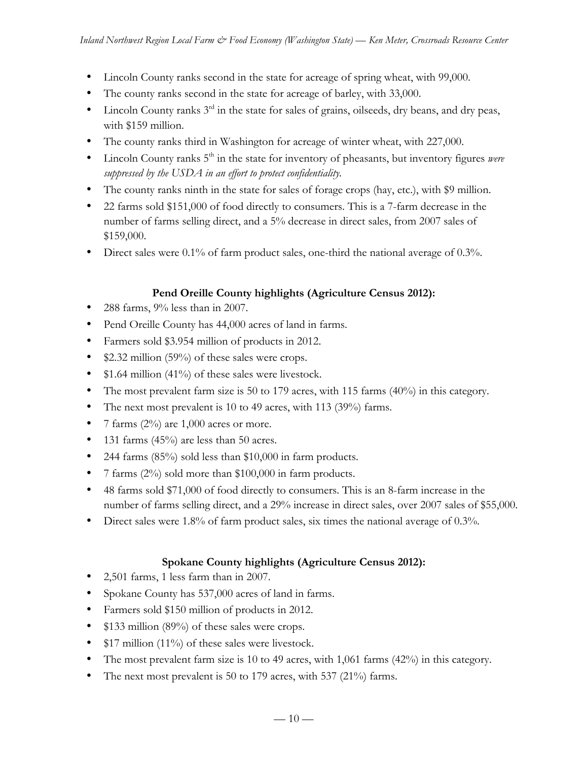- Lincoln County ranks second in the state for acreage of spring wheat, with 99,000.
- The county ranks second in the state for acreage of barley, with 33,000.
- Lincoln County ranks 3rd in the state for sales of grains, oilseeds, dry beans, and dry peas, with $159 million.
- The county ranks third in Washington for acreage of winter wheat, with 227,000.
- Lincoln County ranks 5th in the state for inventory of pheasants, but inventory figures *were suppressed by the USDA in an effort to protect confidentiality.*
- The county ranks ninth in the state for sales of forage crops (hay, etc.), with $9 million.
- 22 farms sold $151,000 of food directly to consumers. This is a 7-farm decrease in the number of farms selling direct, and a 5% decrease in direct sales, from 2007 sales of $159,000.
- Direct sales were 0.1% of farm product sales, one-third the national average of 0.3%.

### Pend Oreille County highlights (Agriculture Census 2012):

- 288 farms, 9% less than in 2007.
- Pend Oreille County has 44,000 acres of land in farms.
- Farmers sold $3.954 million of products in 2012.
- $2.32 million (59%) of these sales were crops.
- $1.64 million (41%) of these sales were livestock.
- The most prevalent farm size is 50 to 179 acres, with 115 farms (40%) in this category.
- The next most prevalent is 10 to 49 acres, with 113 (39%) farms.
- 7 farms (2%) are 1,000 acres or more.
- 131 farms (45%) are less than 50 acres.
- 244 farms (85%) sold less than $10,000 in farm products.
- 7 farms (2%) sold more than $100,000 in farm products.
- 48 farms sold $71,000 of food directly to consumers. This is an 8-farm increase in the number of farms selling direct, and a 29% increase in direct sales, over 2007 sales of $55,000.
- Direct sales were 1.8% of farm product sales, six times the national average of 0.3%.

### Spokane County highlights (Agriculture Census 2012):

- 2,501 farms, 1 less farm than in 2007.
- Spokane County has 537,000 acres of land in farms.
- Farmers sold $150 million of products in 2012.
- $133 million (89%) of these sales were crops.
- $17 million (11%) of these sales were livestock.
- The most prevalent farm size is 10 to 49 acres, with 1,061 farms (42%) in this category.
- The next most prevalent is 50 to 179 acres, with 537 (21%) farms.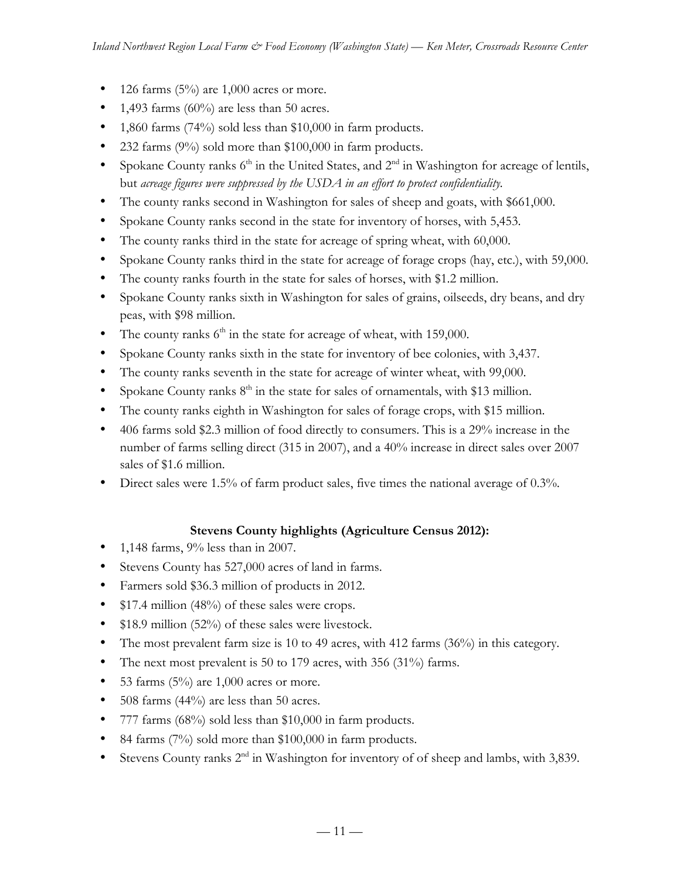- 126 farms (5%) are 1,000 acres or more.
- 1,493 farms (60%) are less than 50 acres.
- 1,860 farms (74%) sold less than $10,000 in farm products.
- 232 farms (9%) sold more than $100,000 in farm products.
- Spokane County ranks 6th in the United States, and 2nd in Washington for acreage of lentils, but *acreage figures were suppressed by the USDA in an effort to protect confidentiality.*
- The county ranks second in Washington for sales of sheep and goats, with $661,000.
- Spokane County ranks second in the state for inventory of horses, with 5,453.
- The county ranks third in the state for acreage of spring wheat, with 60,000.
- Spokane County ranks third in the state for acreage of forage crops (hay, etc.), with 59,000.
- The county ranks fourth in the state for sales of horses, with $1.2 million.
- Spokane County ranks sixth in Washington for sales of grains, oilseeds, dry beans, and dry peas, with $98 million.
- The county ranks 6th in the state for acreage of wheat, with 159,000.
- Spokane County ranks sixth in the state for inventory of bee colonies, with 3,437.
- The county ranks seventh in the state for acreage of winter wheat, with 99,000.
- Spokane County ranks 8th in the state for sales of ornamentals, with $13 million.
- The county ranks eighth in Washington for sales of forage crops, with $15 million.
- 406 farms sold $2.3 million of food directly to consumers. This is a 29% increase in the number of farms selling direct (315 in 2007), and a 40% increase in direct sales over 2007 sales of $1.6 million.
- Direct sales were 1.5% of farm product sales, five times the national average of 0.3%.

**Stevens County highlights (Agriculture Census 2012):**

- 1,148 farms, 9% less than in 2007.
- Stevens County has 527,000 acres of land in farms.
- Farmers sold $36.3 million of products in 2012.
- $17.4 million (48%) of these sales were crops.
- $18.9 million (52%) of these sales were livestock.
- The most prevalent farm size is 10 to 49 acres, with 412 farms (36%) in this category.
- The next most prevalent is 50 to 179 acres, with 356 (31%) farms.
- 53 farms (5%) are 1,000 acres or more.
- 508 farms (44%) are less than 50 acres.
- 777 farms (68%) sold less than $10,000 in farm products.
- 84 farms (7%) sold more than $100,000 in farm products.
- Stevens County ranks 2nd in Washington for inventory of of sheep and lambs, with 3,839.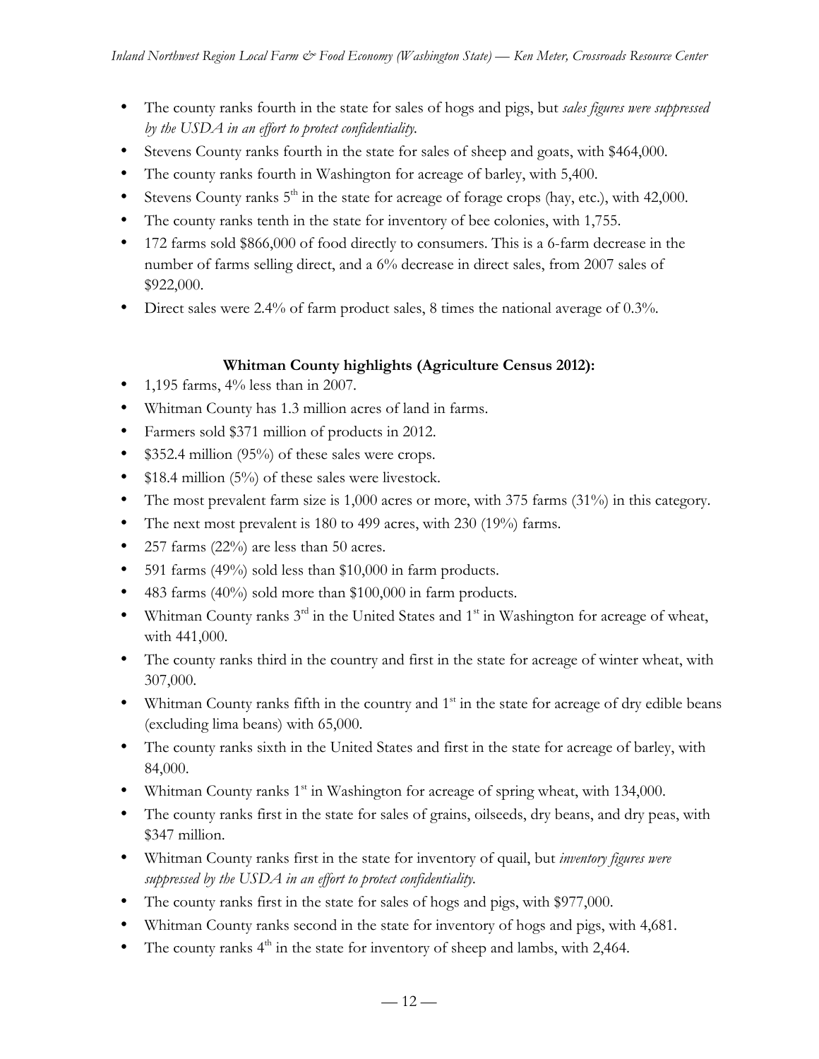- The county ranks fourth in the state for sales of hogs and pigs, but *sales figures were suppressed by the USDA in an effort to protect confidentiality.*
- Stevens County ranks fourth in the state for sales of sheep and goats, with $464,000.
- The county ranks fourth in Washington for acreage of barley, with 5,400.
- Stevens County ranks 5th in the state for acreage of forage crops (hay, etc.), with 42,000.
- The county ranks tenth in the state for inventory of bee colonies, with 1,755.
- 172 farms sold $866,000 of food directly to consumers. This is a 6-farm decrease in the number of farms selling direct, and a 6% decrease in direct sales, from 2007 sales of $922,000.
- Direct sales were 2.4% of farm product sales, 8 times the national average of 0.3%.

### Whitman County highlights (Agriculture Census 2012):

- 1,195 farms, 4% less than in 2007.
- Whitman County has 1.3 million acres of land in farms.
- Farmers sold $371 million of products in 2012.
- $352.4 million (95%) of these sales were crops.
- $18.4 million (5%) of these sales were livestock.
- The most prevalent farm size is 1,000 acres or more, with 375 farms (31%) in this category.
- The next most prevalent is 180 to 499 acres, with 230 (19%) farms.
- 257 farms (22%) are less than 50 acres.
- 591 farms (49%) sold less than $10,000 in farm products.
- 483 farms (40%) sold more than $100,000 in farm products.
- Whitman County ranks 3rd in the United States and 1st in Washington for acreage of wheat, with 441,000.
- The county ranks third in the country and first in the state for acreage of winter wheat, with 307,000.
- Whitman County ranks fifth in the country and 1st in the state for acreage of dry edible beans (excluding lima beans) with 65,000.
- The county ranks sixth in the United States and first in the state for acreage of barley, with 84,000.
- Whitman County ranks 1st in Washington for acreage of spring wheat, with 134,000.
- The county ranks first in the state for sales of grains, oilseeds, dry beans, and dry peas, with $347 million.
- Whitman County ranks first in the state for inventory of quail, but *inventory figures were suppressed by the USDA in an effort to protect confidentiality.*
- The county ranks first in the state for sales of hogs and pigs, with $977,000.
- Whitman County ranks second in the state for inventory of hogs and pigs, with 4,681.
- The county ranks 4th in the state for inventory of sheep and lambs, with 2,464.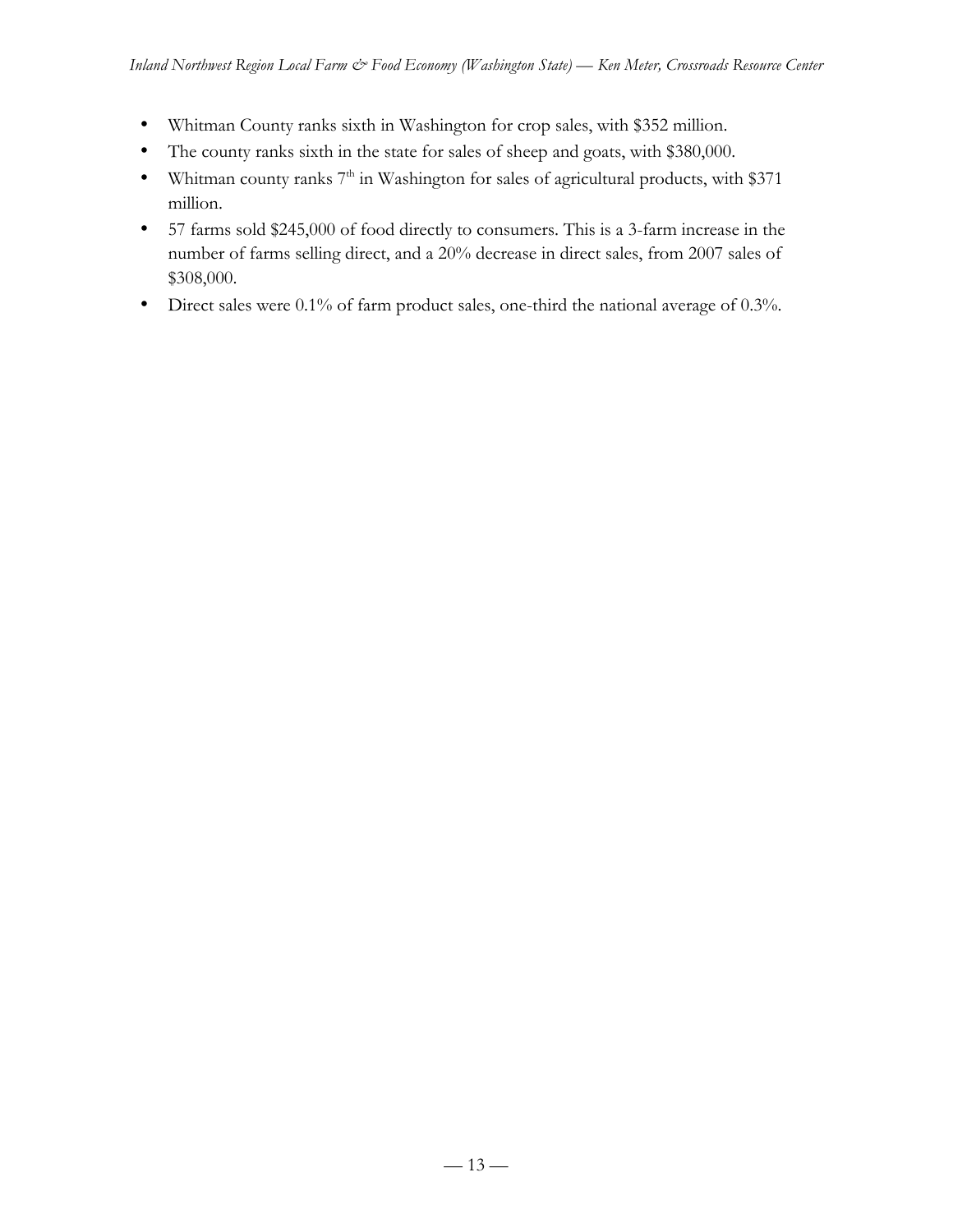- Whitman County ranks sixth in Washington for crop sales, with $352 million.
- The county ranks sixth in the state for sales of sheep and goats, with $380,000.
- Whitman county ranks 7th in Washington for sales of agricultural products, with $371 million.
- 57 farms sold $245,000 of food directly to consumers. This is a 3-farm increase in the number of farms selling direct, and a 20% decrease in direct sales, from 2007 sales of $308,000.
- Direct sales were 0.1% of farm product sales, one-third the national average of 0.3%.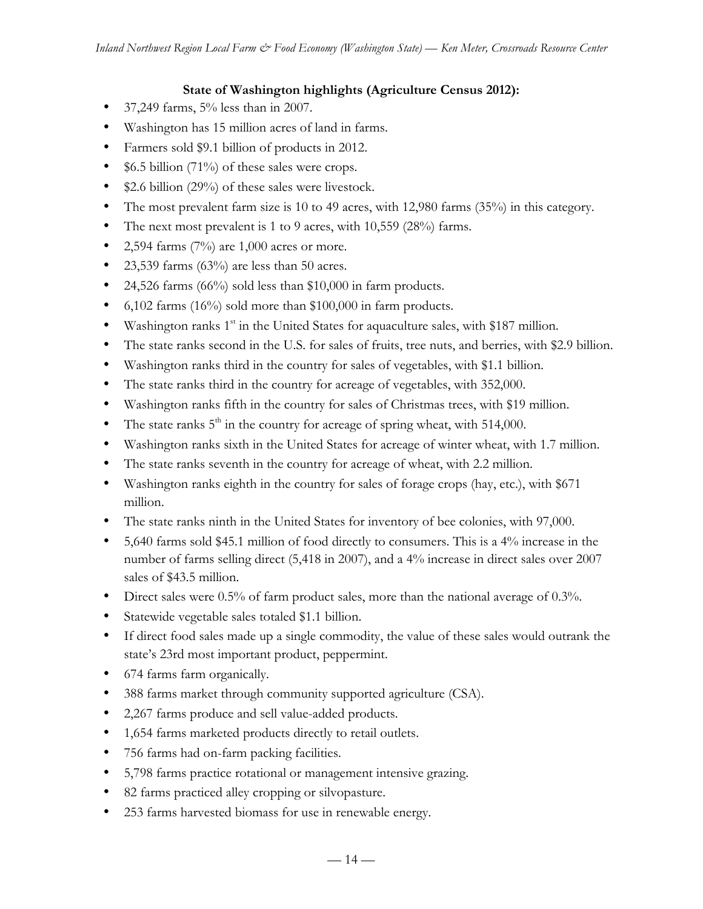**State of Washington highlights (Agriculture Census 2012):**

- 37,249 farms, 5% less than in 2007.
- Washington has 15 million acres of land in farms.
- Farmers sold $9.1 billion of products in 2012.
- $6.5 billion (71%) of these sales were crops.
- $2.6 billion (29%) of these sales were livestock.
- The most prevalent farm size is 10 to 49 acres, with 12,980 farms (35%) in this category.
- The next most prevalent is 1 to 9 acres, with 10,559 (28%) farms.
- 2,594 farms (7%) are 1,000 acres or more.
- 23,539 farms (63%) are less than 50 acres.
- 24,526 farms (66%) sold less than $10,000 in farm products.
- 6,102 farms (16%) sold more than $100,000 in farm products.
- Washington ranks 1st in the United States for aquaculture sales, with $187 million.
- The state ranks second in the U.S. for sales of fruits, tree nuts, and berries, with $2.9 billion.
- Washington ranks third in the country for sales of vegetables, with $1.1 billion.
- The state ranks third in the country for acreage of vegetables, with 352,000.
- Washington ranks fifth in the country for sales of Christmas trees, with $19 million.
- The state ranks 5th in the country for acreage of spring wheat, with 514,000.
- Washington ranks sixth in the United States for acreage of winter wheat, with 1.7 million.
- The state ranks seventh in the country for acreage of wheat, with 2.2 million.
- Washington ranks eighth in the country for sales of forage crops (hay, etc.), with $671 million.
- The state ranks ninth in the United States for inventory of bee colonies, with 97,000.
- 5,640 farms sold $45.1 million of food directly to consumers. This is a 4% increase in the number of farms selling direct (5,418 in 2007), and a 4% increase in direct sales over 2007 sales of $43.5 million.
- Direct sales were 0.5% of farm product sales, more than the national average of 0.3%.
- Statewide vegetable sales totaled $1.1 billion.
- If direct food sales made up a single commodity, the value of these sales would outrank the state's 23rd most important product, peppermint.
- 674 farms farm organically.
- 388 farms market through community supported agriculture (CSA).
- 2,267 farms produce and sell value-added products.
- 1,654 farms marketed products directly to retail outlets.
- 756 farms had on-farm packing facilities.
- 5,798 farms practice rotational or management intensive grazing.
- 82 farms practiced alley cropping or silvopasture.
- 253 farms harvested biomass for use in renewable energy.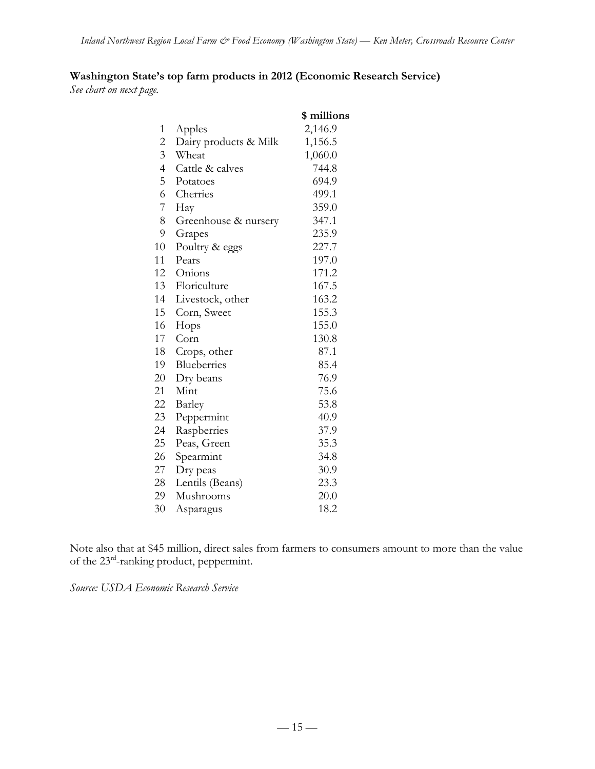**Washington State's top farm products in 2012 (Economic Research Service)**

*See chart on next page.*

| | | $ millions |
|---|---|---|
| 1 | Apples | 2,146.9 |
| 2 | Dairy products & Milk | 1,156.5 |
| 3 | Wheat | 1,060.0 |
| 4 | Cattle & calves | 744.8 |
| 5 | Potatoes | 694.9 |
| 6 | Cherries | 499.1 |
| 7 | Hay | 359.0 |
| 8 | Greenhouse & nursery | 347.1 |
| 9 | Grapes | 235.9 |
| 10 | Poultry & eggs | 227.7 |
| 11 | Pears | 197.0 |
| 12 | Onions | 171.2 |
| 13 | Floriculture | 167.5 |
| 14 | Livestock, other | 163.2 |
| 15 | Corn, Sweet | 155.3 |
| 16 | Hops | 155.0 |
| 17 | Corn | 130.8 |
| 18 | Crops, other | 87.1 |
| 19 | Blueberries | 85.4 |
| 20 | Dry beans | 76.9 |
| 21 | Mint | 75.6 |
| 22 | Barley | 53.8 |
| 23 | Peppermint | 40.9 |
| 24 | Raspberries | 37.9 |
| 25 | Peas, Green | 35.3 |
| 26 | Spearmint | 34.8 |
| 27 | Dry peas | 30.9 |
| 28 | Lentils (Beans) | 23.3 |
| 29 | Mushrooms | 20.0 |
| 30 | Asparagus | 18.2 |

Note also that at $45 million, direct sales from farmers to consumers amount to more than the value of the 23rd-ranking product, peppermint.

*Source: USDA Economic Research Service*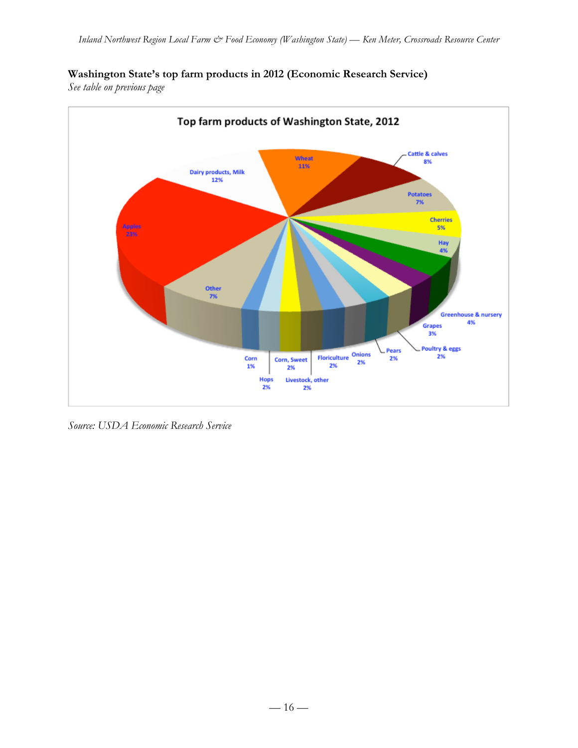**Washington State's top farm products in 2012 (Economic Research Service)**
*See table on previous page*

Top farm products of Washington State, 2012

Apples 23%
Dairy products, Milk 12%
Wheat 11%
Cattle & calves 8%
Potatoes 7%
Cherries 5%
Hay 4%
Greenhouse & nursery 4%
Grapes 3%
Poultry & eggs 2%
Pears 2%
Onions 2%
Floriculture 2%
Livestock, other 2%
Corn, Sweet 2%
Hops 2%
Corn 1%
Other 7%

*Source: USDA Economic Research Service*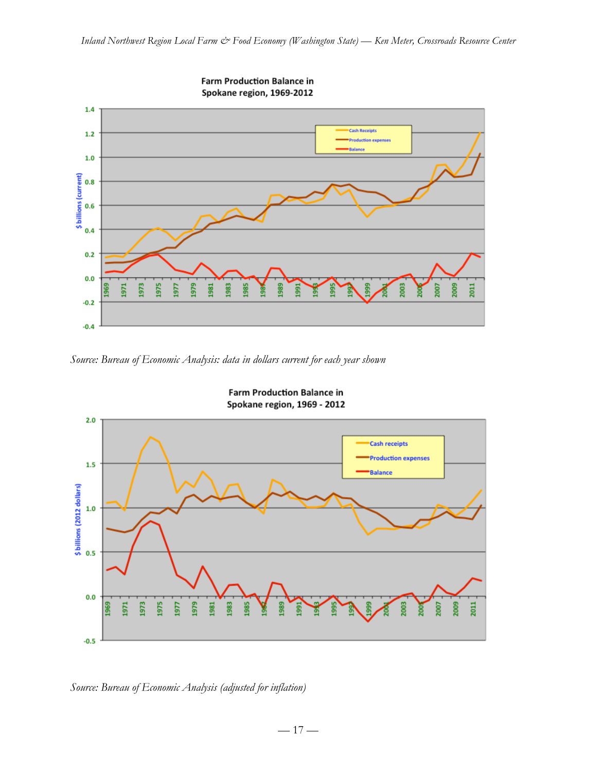**Farm Production Balance in Spokane region, 1969-2012**

Source: Bureau of Economic Analysis: data in dollars current for each year shown

**Farm Production Balance in Spokane region, 1969 - 2012**

Source: Bureau of Economic Analysis (adjusted for inflation)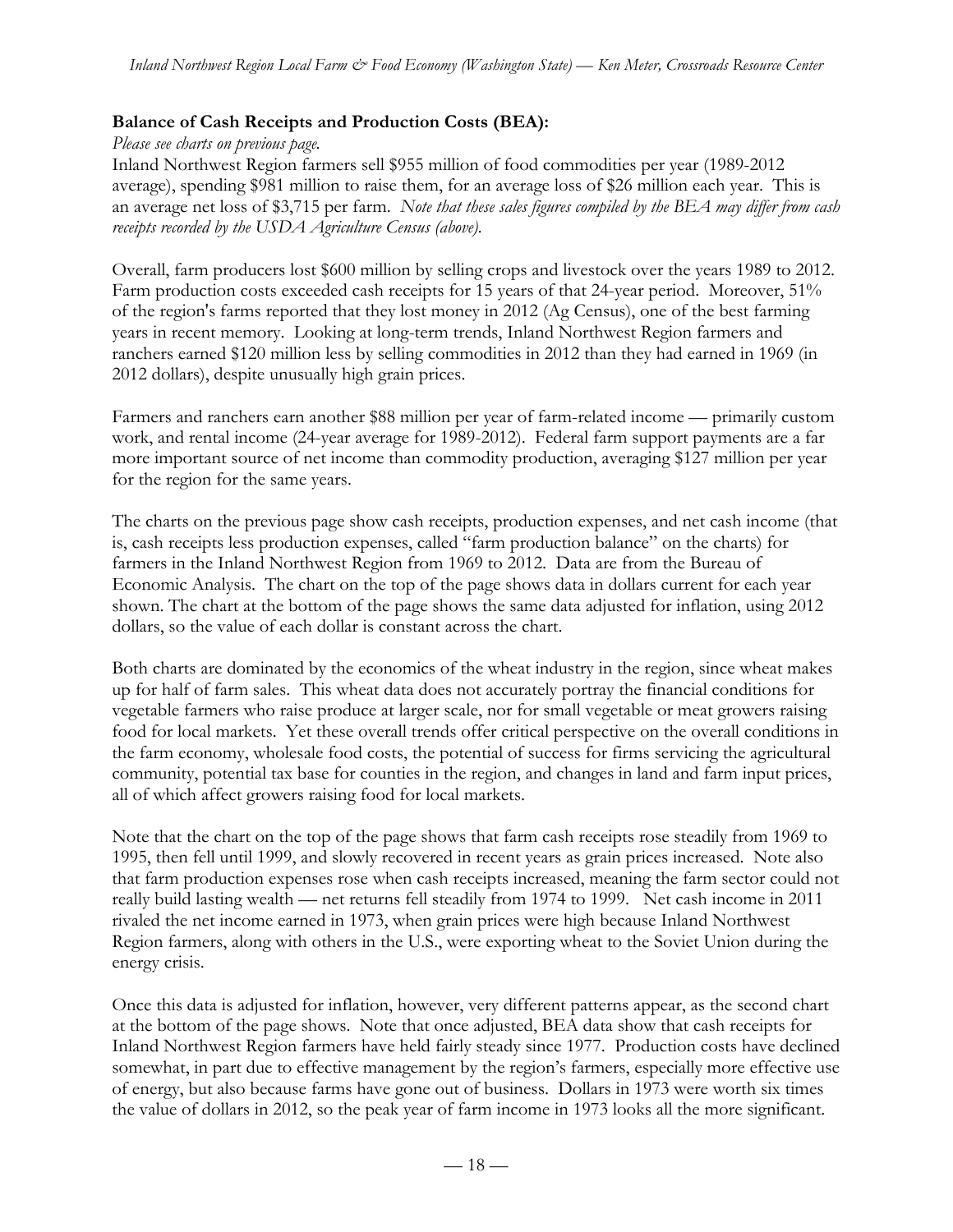**Balance of Cash Receipts and Production Costs (BEA):**

*Please see charts on previous page.*

Inland Northwest Region farmers sell $955 million of food commodities per year (1989-2012 average), spending $981 million to raise them, for an average loss of $26 million each year. This is an average net loss of $3,715 per farm. *Note that these sales figures compiled by the BEA may differ from cash receipts recorded by the USDA Agriculture Census (above).*

Overall, farm producers lost $600 million by selling crops and livestock over the years 1989 to 2012. Farm production costs exceeded cash receipts for 15 years of that 24-year period. Moreover, 51% of the region's farms reported that they lost money in 2012 (Ag Census), one of the best farming years in recent memory. Looking at long-term trends, Inland Northwest Region farmers and ranchers earned $120 million less by selling commodities in 2012 than they had earned in 1969 (in 2012 dollars), despite unusually high grain prices.

Farmers and ranchers earn another $88 million per year of farm-related income — primarily custom work, and rental income (24-year average for 1989-2012). Federal farm support payments are a far more important source of net income than commodity production, averaging $127 million per year for the region for the same years.

The charts on the previous page show cash receipts, production expenses, and net cash income (that is, cash receipts less production expenses, called "farm production balance" on the charts) for farmers in the Inland Northwest Region from 1969 to 2012. Data are from the Bureau of Economic Analysis. The chart on the top of the page shows data in dollars current for each year shown. The chart at the bottom of the page shows the same data adjusted for inflation, using 2012 dollars, so the value of each dollar is constant across the chart.

Both charts are dominated by the economics of the wheat industry in the region, since wheat makes up for half of farm sales. This wheat data does not accurately portray the financial conditions for vegetable farmers who raise produce at larger scale, nor for small vegetable or meat growers raising food for local markets. Yet these overall trends offer critical perspective on the overall conditions in the farm economy, wholesale food costs, the potential of success for firms servicing the agricultural community, potential tax base for counties in the region, and changes in land and farm input prices, all of which affect growers raising food for local markets.

Note that the chart on the top of the page shows that farm cash receipts rose steadily from 1969 to 1995, then fell until 1999, and slowly recovered in recent years as grain prices increased. Note also that farm production expenses rose when cash receipts increased, meaning the farm sector could not really build lasting wealth — net returns fell steadily from 1974 to 1999. Net cash income in 2011 rivaled the net income earned in 1973, when grain prices were high because Inland Northwest Region farmers, along with others in the U.S., were exporting wheat to the Soviet Union during the energy crisis.

Once this data is adjusted for inflation, however, very different patterns appear, as the second chart at the bottom of the page shows. Note that once adjusted, BEA data show that cash receipts for Inland Northwest Region farmers have held fairly steady since 1977. Production costs have declined somewhat, in part due to effective management by the region's farmers, especially more effective use of energy, but also because farms have gone out of business. Dollars in 1973 were worth six times the value of dollars in 2012, so the peak year of farm income in 1973 looks all the more significant.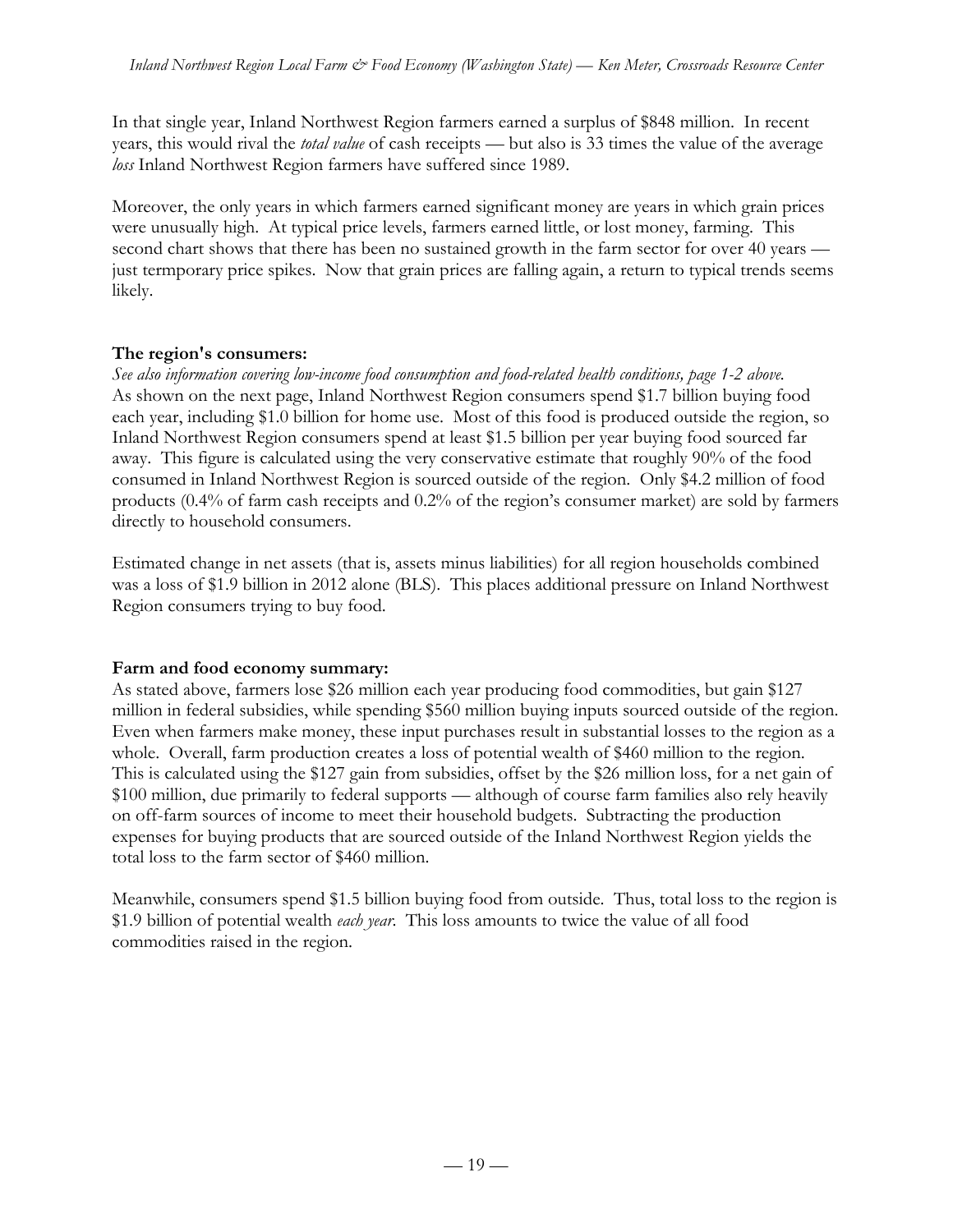In that single year, Inland Northwest Region farmers earned a surplus of $848 million. In recent years, this would rival the *total value* of cash receipts — but also is 33 times the value of the average *loss* Inland Northwest Region farmers have suffered since 1989.

Moreover, the only years in which farmers earned significant money are years in which grain prices were unusually high. At typical price levels, farmers earned little, or lost money, farming. This second chart shows that there has been no sustained growth in the farm sector for over 40 years — just termporary price spikes. Now that grain prices are falling again, a return to typical trends seems likely.

**The region's consumers:**

*See also information covering low-income food consumption and food-related health conditions, page 1-2 above.*
As shown on the next page, Inland Northwest Region consumers spend $1.7 billion buying food each year, including $1.0 billion for home use. Most of this food is produced outside the region, so Inland Northwest Region consumers spend at least $1.5 billion per year buying food sourced far away. This figure is calculated using the very conservative estimate that roughly 90% of the food consumed in Inland Northwest Region is sourced outside of the region. Only $4.2 million of food products (0.4% of farm cash receipts and 0.2% of the region's consumer market) are sold by farmers directly to household consumers.

Estimated change in net assets (that is, assets minus liabilities) for all region households combined was a loss of $1.9 billion in 2012 alone (BLS). This places additional pressure on Inland Northwest Region consumers trying to buy food.

**Farm and food economy summary:**

As stated above, farmers lose $26 million each year producing food commodities, but gain $127 million in federal subsidies, while spending $560 million buying inputs sourced outside of the region. Even when farmers make money, these input purchases result in substantial losses to the region as a whole. Overall, farm production creates a loss of potential wealth of $460 million to the region. This is calculated using the $127 gain from subsidies, offset by the $26 million loss, for a net gain of $100 million, due primarily to federal supports — although of course farm families also rely heavily on off-farm sources of income to meet their household budgets. Subtracting the production expenses for buying products that are sourced outside of the Inland Northwest Region yields the total loss to the farm sector of $460 million.

Meanwhile, consumers spend $1.5 billion buying food from outside. Thus, total loss to the region is $1.9 billion of potential wealth *each year*. This loss amounts to twice the value of all food commodities raised in the region.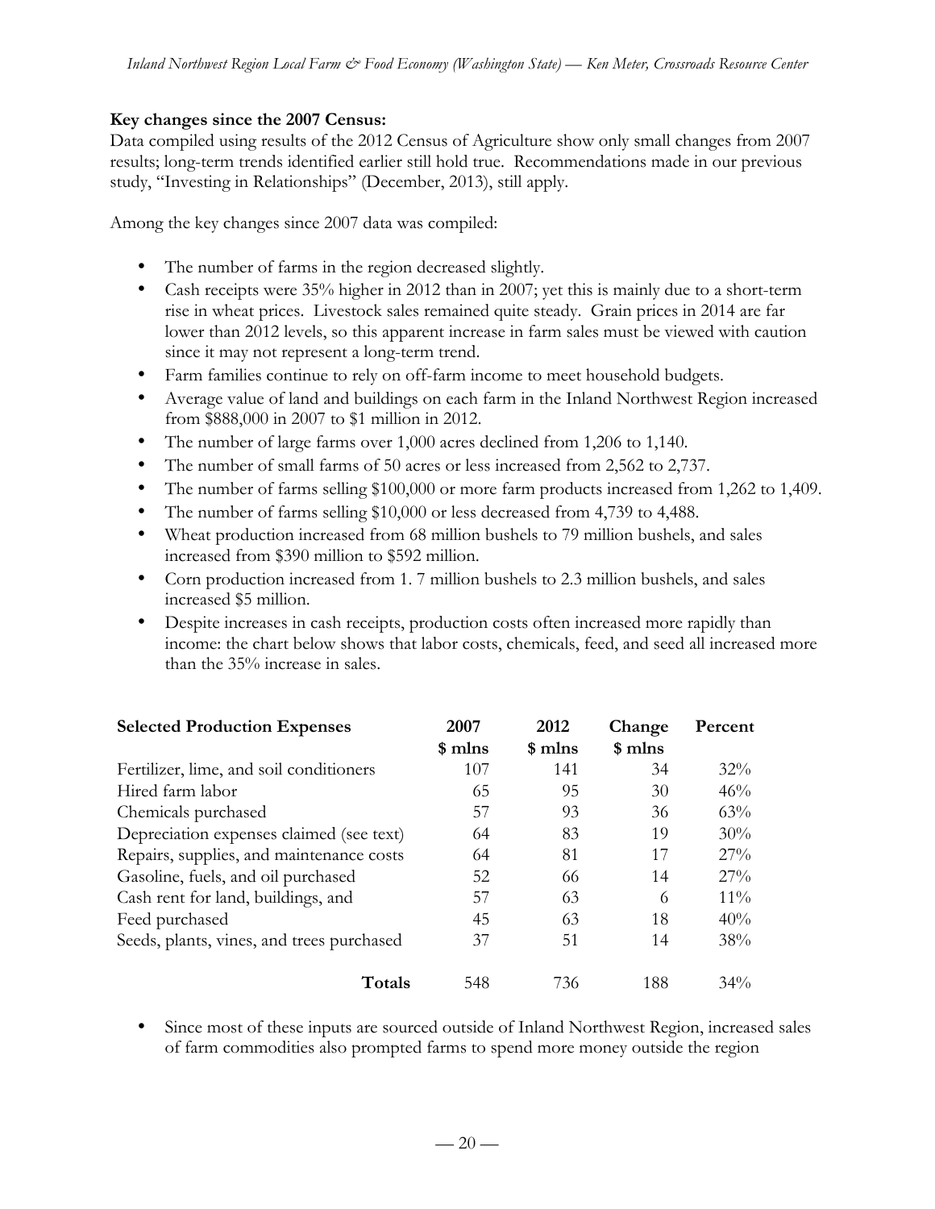**Key changes since the 2007 Census:**
Data compiled using results of the 2012 Census of Agriculture show only small changes from 2007 results; long-term trends identified earlier still hold true. Recommendations made in our previous study, "Investing in Relationships" (December, 2013), still apply.

Among the key changes since 2007 data was compiled:

- The number of farms in the region decreased slightly.
- Cash receipts were 35% higher in 2012 than in 2007; yet this is mainly due to a short-term rise in wheat prices. Livestock sales remained quite steady. Grain prices in 2014 are far lower than 2012 levels, so this apparent increase in farm sales must be viewed with caution since it may not represent a long-term trend.
- Farm families continue to rely on off-farm income to meet household budgets.
- Average value of land and buildings on each farm in the Inland Northwest Region increased from $888,000 in 2007 to $1 million in 2012.
- The number of large farms over 1,000 acres declined from 1,206 to 1,140.
- The number of small farms of 50 acres or less increased from 2,562 to 2,737.
- The number of farms selling $100,000 or more farm products increased from 1,262 to 1,409.
- The number of farms selling $10,000 or less decreased from 4,739 to 4,488.
- Wheat production increased from 68 million bushels to 79 million bushels, and sales increased from $390 million to $592 million.
- Corn production increased from 1. 7 million bushels to 2.3 million bushels, and sales increased $5 million.
- Despite increases in cash receipts, production costs often increased more rapidly than income: the chart below shows that labor costs, chemicals, feed, and seed all increased more than the 35% increase in sales.

| Selected Production Expenses | 2007 $ mlns | 2012 $ mlns | Change $ mlns | Percent |
|---|---|---|---|---|
| Fertilizer, lime, and soil conditioners | 107 | 141 | 34 | 32% |
| Hired farm labor | 65 | 95 | 30 | 46% |
| Chemicals purchased | 57 | 93 | 36 | 63% |
| Depreciation expenses claimed (see text) | 64 | 83 | 19 | 30% |
| Repairs, supplies, and maintenance costs | 64 | 81 | 17 | 27% |
| Gasoline, fuels, and oil purchased | 52 | 66 | 14 | 27% |
| Cash rent for land, buildings, and | 57 | 63 | 6 | 11% |
| Feed purchased | 45 | 63 | 18 | 40% |
| Seeds, plants, vines, and trees purchased | 37 | 51 | 14 | 38% |
| **Totals** | 548 | 736 | 188 | 34% |

- Since most of these inputs are sourced outside of Inland Northwest Region, increased sales of farm commodities also prompted farms to spend more money outside the region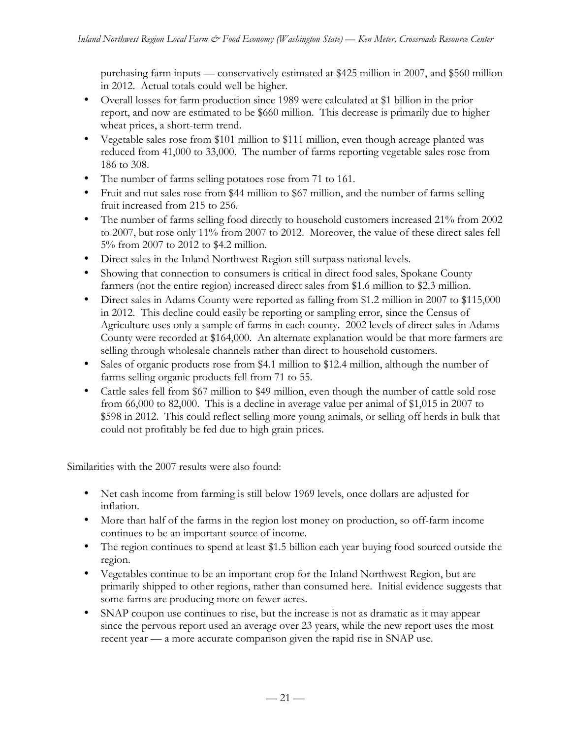purchasing farm inputs — conservatively estimated at $425 million in 2007, and $560 million in 2012. Actual totals could well be higher.

- Overall losses for farm production since 1989 were calculated at $1 billion in the prior report, and now are estimated to be $660 million. This decrease is primarily due to higher wheat prices, a short-term trend.
- Vegetable sales rose from $101 million to $111 million, even though acreage planted was reduced from 41,000 to 33,000. The number of farms reporting vegetable sales rose from 186 to 308.
- The number of farms selling potatoes rose from 71 to 161.
- Fruit and nut sales rose from $44 million to $67 million, and the number of farms selling fruit increased from 215 to 256.
- The number of farms selling food directly to household customers increased 21% from 2002 to 2007, but rose only 11% from 2007 to 2012. Moreover, the value of these direct sales fell 5% from 2007 to 2012 to $4.2 million.
- Direct sales in the Inland Northwest Region still surpass national levels.
- Showing that connection to consumers is critical in direct food sales, Spokane County farmers (not the entire region) increased direct sales from $1.6 million to $2.3 million.
- Direct sales in Adams County were reported as falling from $1.2 million in 2007 to $115,000 in 2012. This decline could easily be reporting or sampling error, since the Census of Agriculture uses only a sample of farms in each county. 2002 levels of direct sales in Adams County were recorded at $164,000. An alternate explanation would be that more farmers are selling through wholesale channels rather than direct to household customers.
- Sales of organic products rose from $4.1 million to $12.4 million, although the number of farms selling organic products fell from 71 to 55.
- Cattle sales fell from $67 million to $49 million, even though the number of cattle sold rose from 66,000 to 82,000. This is a decline in average value per animal of $1,015 in 2007 to $598 in 2012. This could reflect selling more young animals, or selling off herds in bulk that could not profitably be fed due to high grain prices.

Similarities with the 2007 results were also found:

- Net cash income from farming is still below 1969 levels, once dollars are adjusted for inflation.
- More than half of the farms in the region lost money on production, so off-farm income continues to be an important source of income.
- The region continues to spend at least $1.5 billion each year buying food sourced outside the region.
- Vegetables continue to be an important crop for the Inland Northwest Region, but are primarily shipped to other regions, rather than consumed here. Initial evidence suggests that some farms are producing more on fewer acres.
- SNAP coupon use continues to rise, but the increase is not as dramatic as it may appear since the pervous report used an average over 23 years, while the new report uses the most recent year — a more accurate comparison given the rapid rise in SNAP use.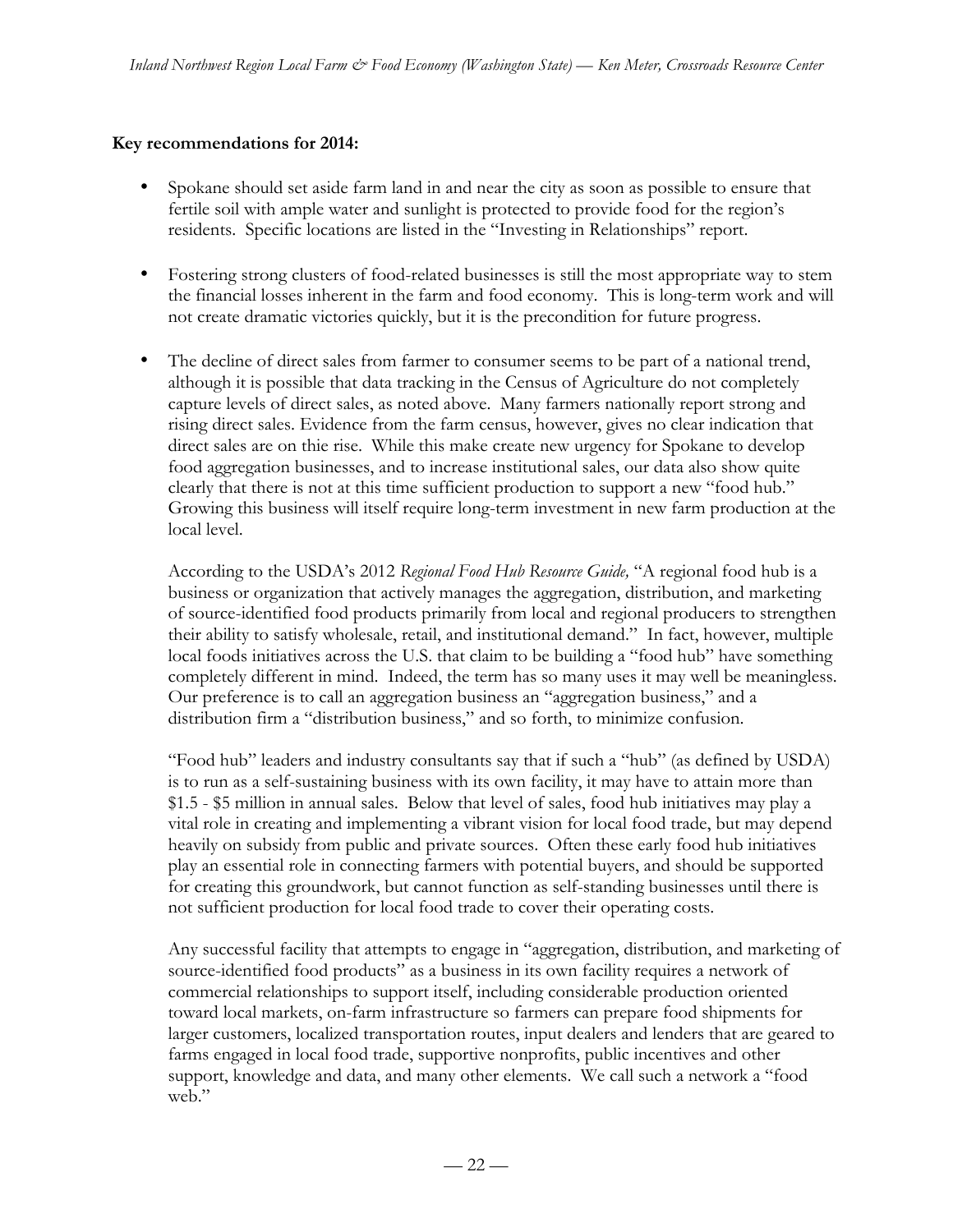**Key recommendations for 2014:**

- Spokane should set aside farm land in and near the city as soon as possible to ensure that fertile soil with ample water and sunlight is protected to provide food for the region's residents. Specific locations are listed in the "Investing in Relationships" report.

- Fostering strong clusters of food-related businesses is still the most appropriate way to stem the financial losses inherent in the farm and food economy. This is long-term work and will not create dramatic victories quickly, but it is the precondition for future progress.

- The decline of direct sales from farmer to consumer seems to be part of a national trend, although it is possible that data tracking in the Census of Agriculture do not completely capture levels of direct sales, as noted above. Many farmers nationally report strong and rising direct sales. Evidence from the farm census, however, gives no clear indication that direct sales are on thie rise. While this make create new urgency for Spokane to develop food aggregation businesses, and to increase institutional sales, our data also show quite clearly that there is not at this time sufficient production to support a new "food hub." Growing this business will itself require long-term investment in new farm production at the local level.

  According to the USDA's 2012 *Regional Food Hub Resource Guide,* "A regional food hub is a business or organization that actively manages the aggregation, distribution, and marketing of source-identified food products primarily from local and regional producers to strengthen their ability to satisfy wholesale, retail, and institutional demand." In fact, however, multiple local foods initiatives across the U.S. that claim to be building a "food hub" have something completely different in mind. Indeed, the term has so many uses it may well be meaningless. Our preference is to call an aggregation business an "aggregation business," and a distribution firm a "distribution business," and so forth, to minimize confusion.

  "Food hub" leaders and industry consultants say that if such a "hub" (as defined by USDA) is to run as a self-sustaining business with its own facility, it may have to attain more than $1.5 - $5 million in annual sales. Below that level of sales, food hub initiatives may play a vital role in creating and implementing a vibrant vision for local food trade, but may depend heavily on subsidy from public and private sources. Often these early food hub initiatives play an essential role in connecting farmers with potential buyers, and should be supported for creating this groundwork, but cannot function as self-standing businesses until there is not sufficient production for local food trade to cover their operating costs.

  Any successful facility that attempts to engage in "aggregation, distribution, and marketing of source-identified food products" as a business in its own facility requires a network of commercial relationships to support itself, including considerable production oriented toward local markets, on-farm infrastructure so farmers can prepare food shipments for larger customers, localized transportation routes, input dealers and lenders that are geared to farms engaged in local food trade, supportive nonprofits, public incentives and other support, knowledge and data, and many other elements. We call such a network a "food web."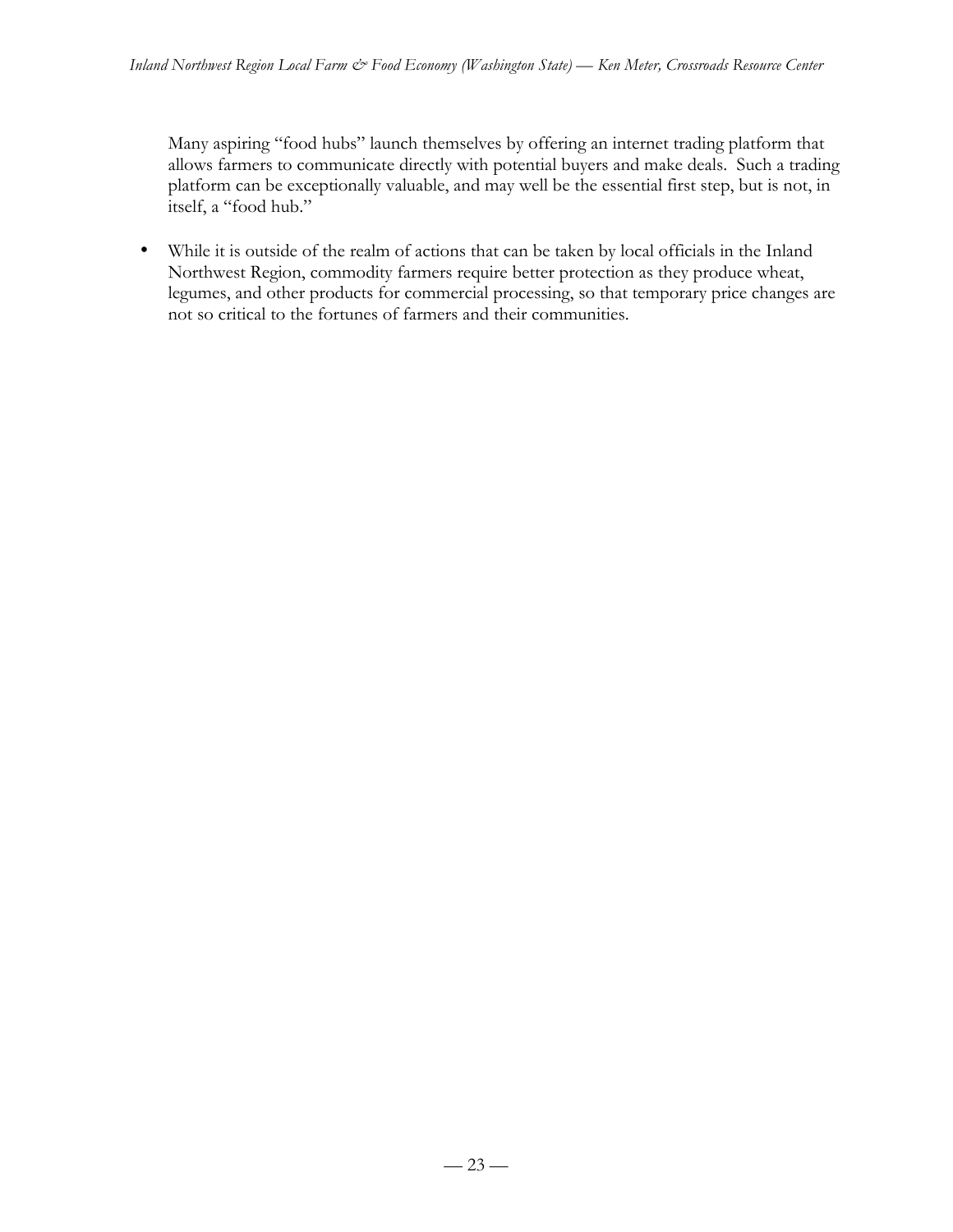Many aspiring "food hubs" launch themselves by offering an internet trading platform that allows farmers to communicate directly with potential buyers and make deals. Such a trading platform can be exceptionally valuable, and may well be the essential first step, but is not, in itself, a "food hub."

- While it is outside of the realm of actions that can be taken by local officials in the Inland Northwest Region, commodity farmers require better protection as they produce wheat, legumes, and other products for commercial processing, so that temporary price changes are not so critical to the fortunes of farmers and their communities.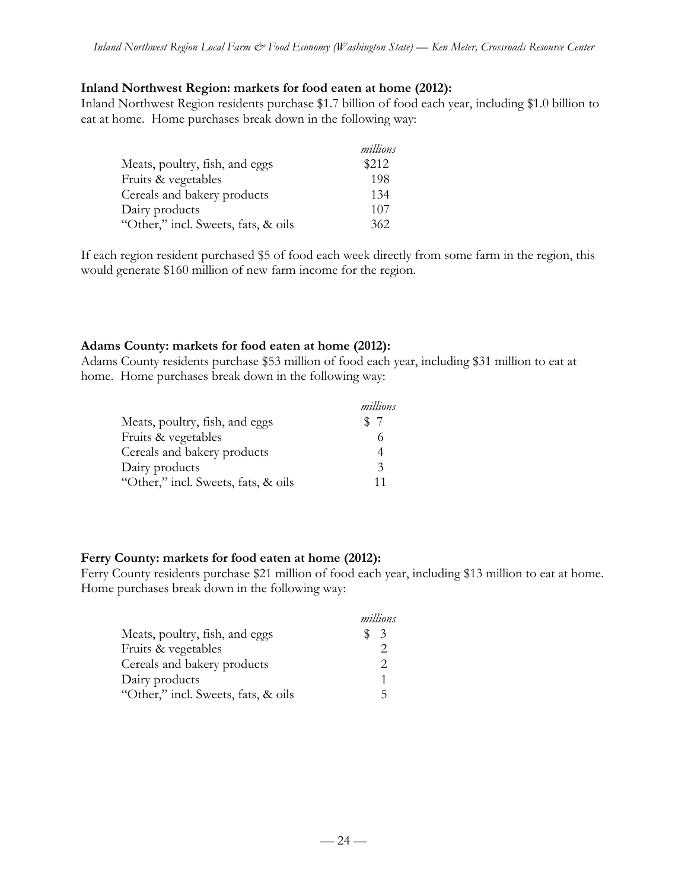**Inland Northwest Region: markets for food eaten at home (2012):**

Inland Northwest Region residents purchase $1.7 billion of food each year, including $1.0 billion to eat at home. Home purchases break down in the following way:

| | *millions* |
|---|---|
| Meats, poultry, fish, and eggs | $212 |
| Fruits & vegetables | 198 |
| Cereals and bakery products | 134 |
| Dairy products | 107 |
| "Other," incl. Sweets, fats, & oils | 362 |

If each region resident purchased $5 of food each week directly from some farm in the region, this would generate $160 million of new farm income for the region.

**Adams County: markets for food eaten at home (2012):**

Adams County residents purchase $53 million of food each year, including $31 million to eat at home. Home purchases break down in the following way:

| | *millions* |
|---|---|
| Meats, poultry, fish, and eggs | $ 7 |
| Fruits & vegetables | 6 |
| Cereals and bakery products | 4 |
| Dairy products | 3 |
| "Other," incl. Sweets, fats, & oils | 11 |

**Ferry County: markets for food eaten at home (2012):**

Ferry County residents purchase $21 million of food each year, including $13 million to eat at home. Home purchases break down in the following way:

| | *millions* |
|---|---|
| Meats, poultry, fish, and eggs | $ 3 |
| Fruits & vegetables | 2 |
| Cereals and bakery products | 2 |
| Dairy products | 1 |
| "Other," incl. Sweets, fats, & oils | 5 |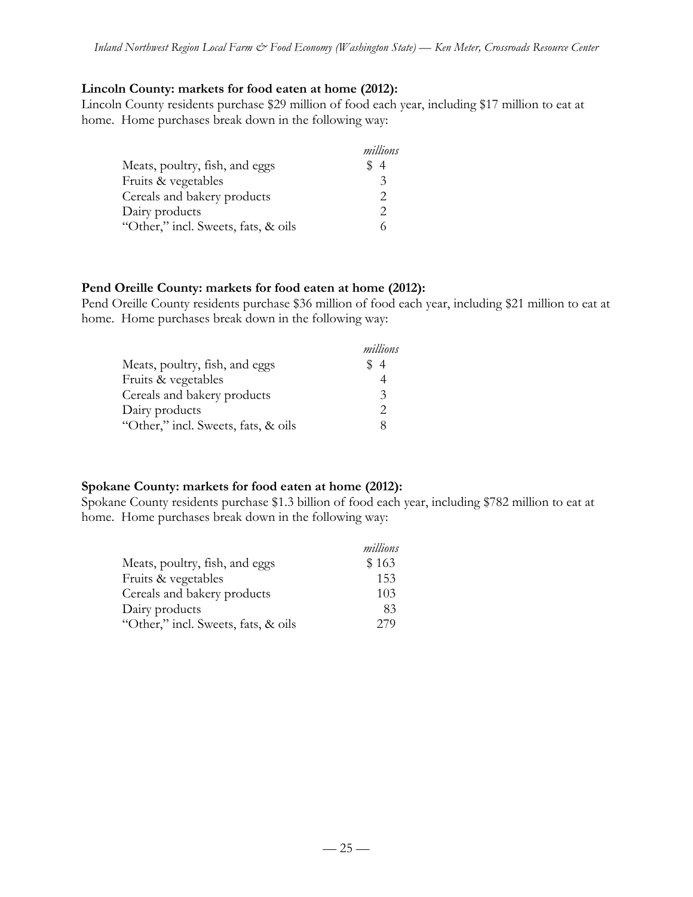**Lincoln County: markets for food eaten at home (2012):**

Lincoln County residents purchase $29 million of food each year, including $17 million to eat at home. Home purchases break down in the following way:

| | *millions* |
|---|---|
| Meats, poultry, fish, and eggs | $ 4 |
| Fruits & vegetables | 3 |
| Cereals and bakery products | 2 |
| Dairy products | 2 |
| "Other," incl. Sweets, fats, & oils | 6 |

**Pend Oreille County: markets for food eaten at home (2012):**

Pend Oreille County residents purchase $36 million of food each year, including $21 million to eat at home. Home purchases break down in the following way:

| | *millions* |
|---|---|
| Meats, poultry, fish, and eggs | $ 4 |
| Fruits & vegetables | 4 |
| Cereals and bakery products | 3 |
| Dairy products | 2 |
| "Other," incl. Sweets, fats, & oils | 8 |

**Spokane County: markets for food eaten at home (2012):**

Spokane County residents purchase $1.3 billion of food each year, including $782 million to eat at home. Home purchases break down in the following way:

| | *millions* |
|---|---|
| Meats, poultry, fish, and eggs | $ 163 |
| Fruits & vegetables | 153 |
| Cereals and bakery products | 103 |
| Dairy products | 83 |
| "Other," incl. Sweets, fats, & oils | 279 |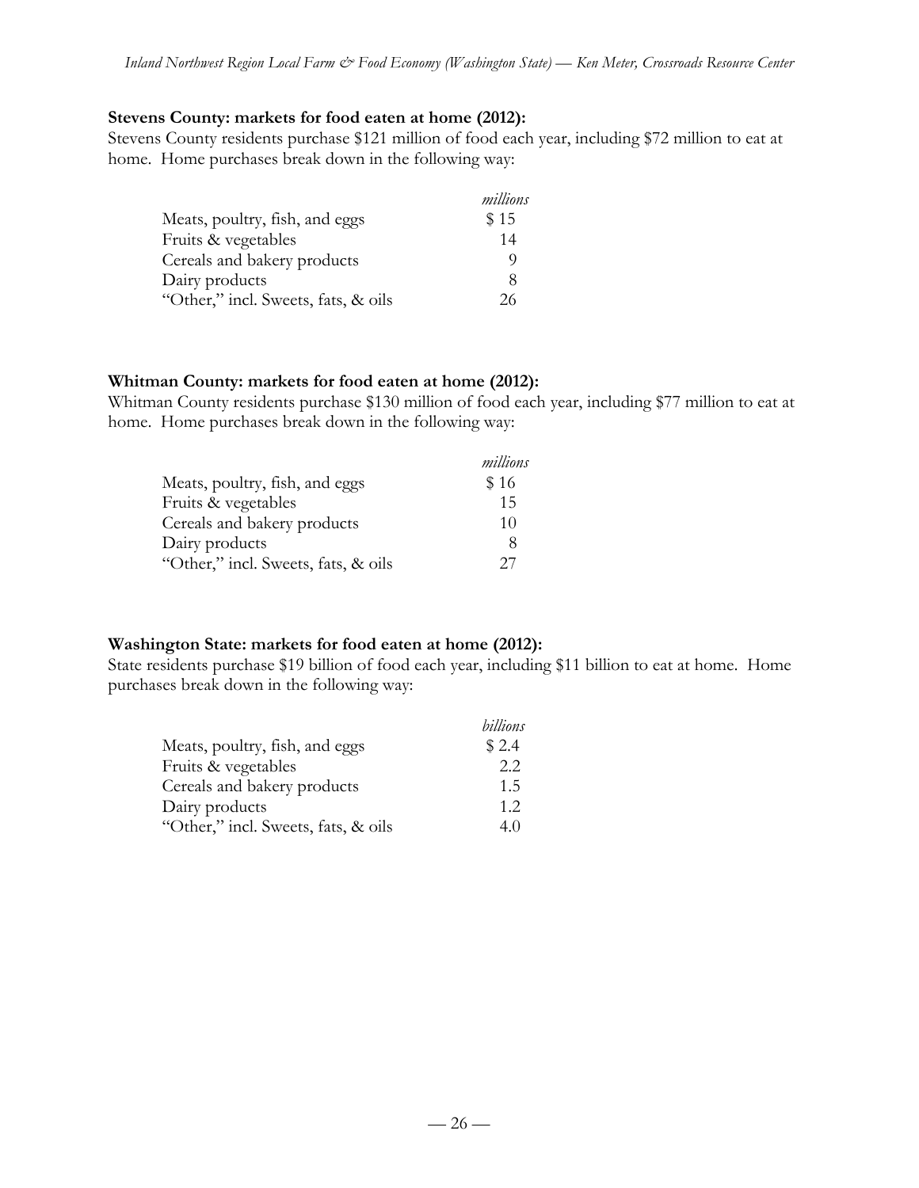**Stevens County: markets for food eaten at home (2012):**

Stevens County residents purchase $121 million of food each year, including $72 million to eat at home. Home purchases break down in the following way:

| | *millions* |
|---|---|
| Meats, poultry, fish, and eggs | $ 15 |
| Fruits & vegetables | 14 |
| Cereals and bakery products | 9 |
| Dairy products | 8 |
| "Other," incl. Sweets, fats, & oils | 26 |

**Whitman County: markets for food eaten at home (2012):**

Whitman County residents purchase $130 million of food each year, including $77 million to eat at home. Home purchases break down in the following way:

| | *millions* |
|---|---|
| Meats, poultry, fish, and eggs | $ 16 |
| Fruits & vegetables | 15 |
| Cereals and bakery products | 10 |
| Dairy products | 8 |
| "Other," incl. Sweets, fats, & oils | 27 |

**Washington State: markets for food eaten at home (2012):**

State residents purchase $19 billion of food each year, including $11 billion to eat at home. Home purchases break down in the following way:

| | *billions* |
|---|---|
| Meats, poultry, fish, and eggs | $ 2.4 |
| Fruits & vegetables | 2.2 |
| Cereals and bakery products | 1.5 |
| Dairy products | 1.2 |
| "Other," incl. Sweets, fats, & oils | 4.0 |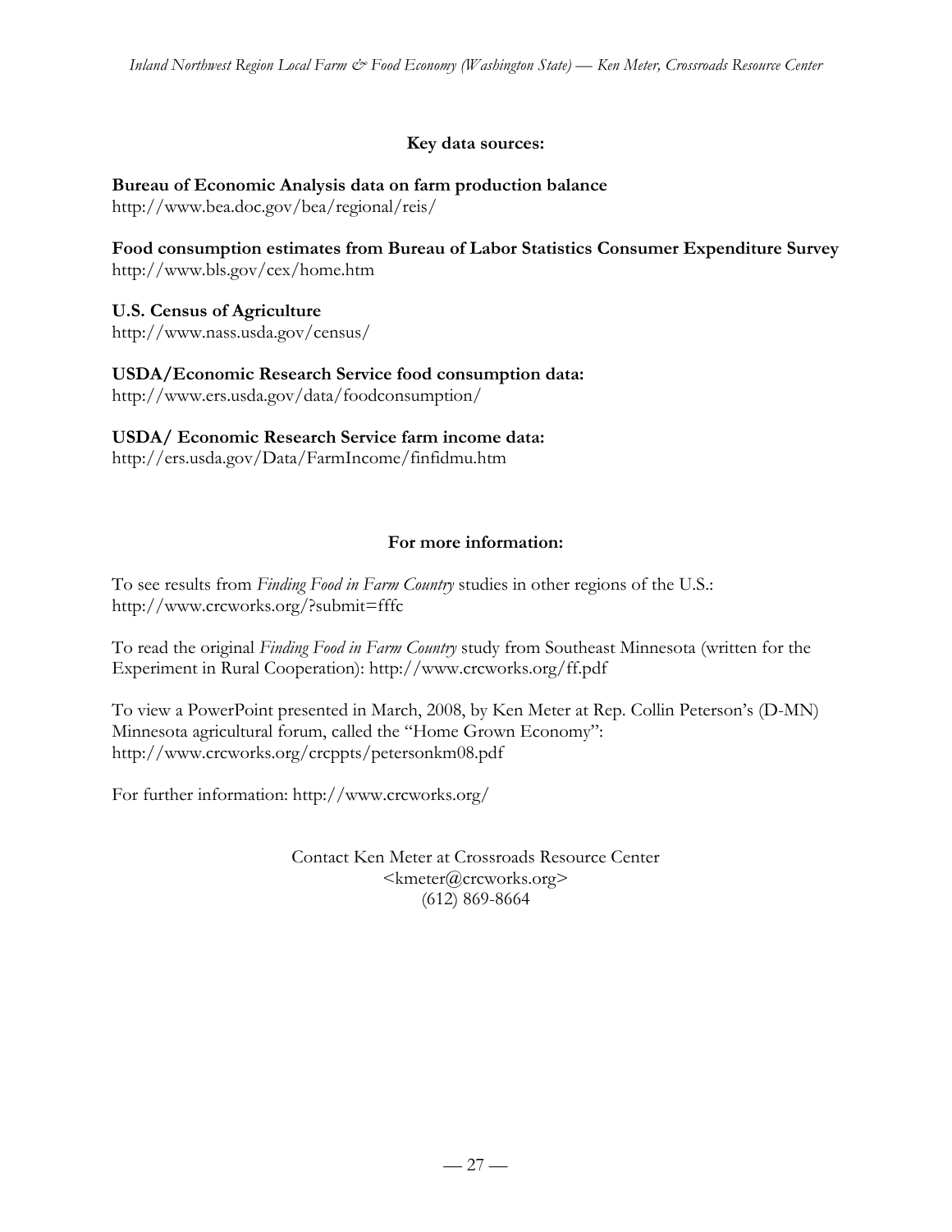## Key data sources:

**Bureau of Economic Analysis data on farm production balance**
http://www.bea.doc.gov/bea/regional/reis/

**Food consumption estimates from Bureau of Labor Statistics Consumer Expenditure Survey**
http://www.bls.gov/cex/home.htm

**U.S. Census of Agriculture**
http://www.nass.usda.gov/census/

**USDA/Economic Research Service food consumption data:**
http://www.ers.usda.gov/data/foodconsumption/

**USDA/ Economic Research Service farm income data:**
http://ers.usda.gov/Data/FarmIncome/finfidmu.htm

## For more information:

To see results from *Finding Food in Farm Country* studies in other regions of the U.S.:
http://www.crcworks.org/?submit=fffc

To read the original *Finding Food in Farm Country* study from Southeast Minnesota (written for the Experiment in Rural Cooperation): http://www.crcworks.org/ff.pdf

To view a PowerPoint presented in March, 2008, by Ken Meter at Rep. Collin Peterson's (D-MN) Minnesota agricultural forum, called the "Home Grown Economy":
http://www.crcworks.org/crcppts/petersonkm08.pdf

For further information: http://www.crcworks.org/

Contact Ken Meter at Crossroads Resource Center
<kmeter@crcworks.org>
(612) 869-8664